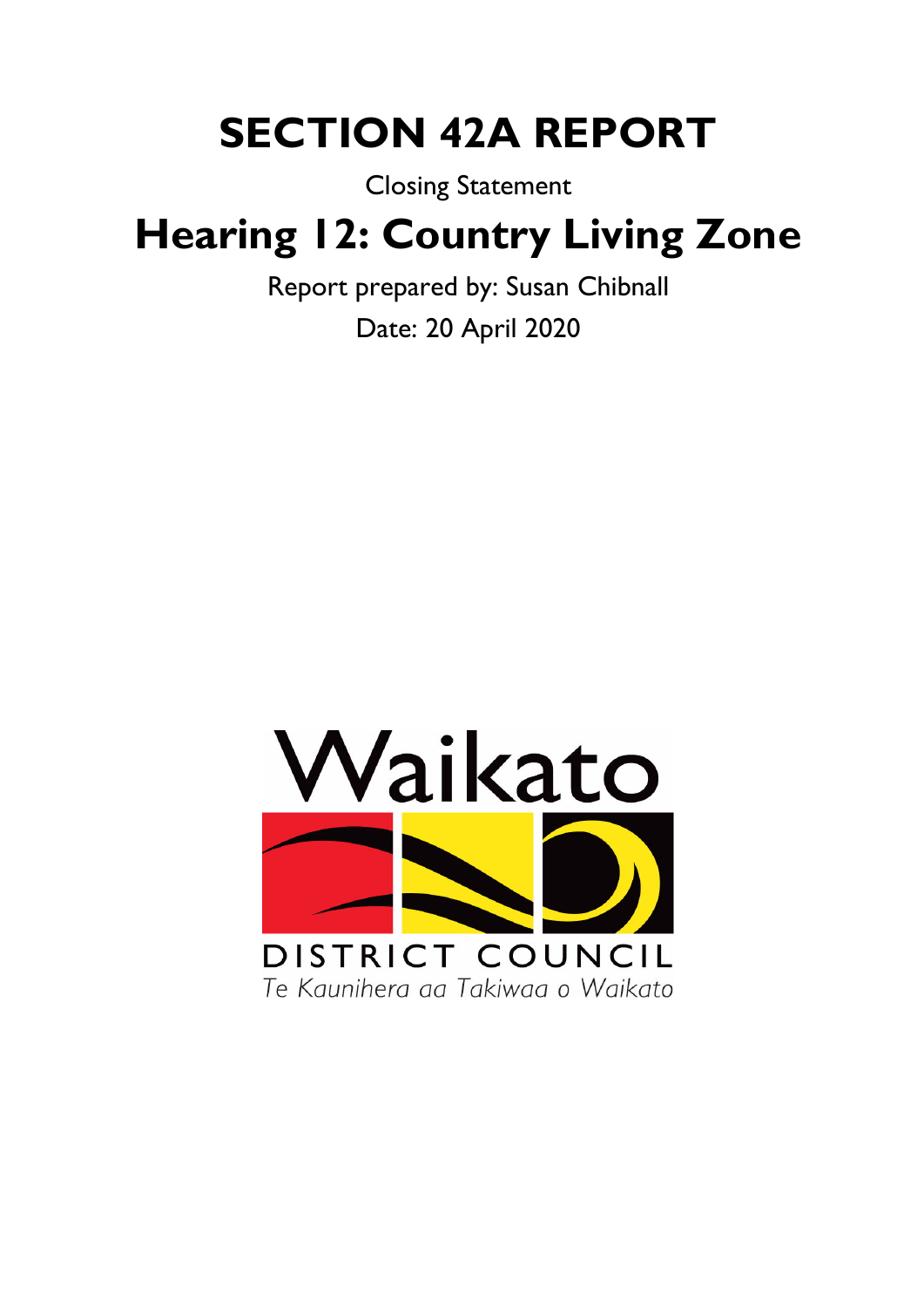# SECTION 42A REPORT

Closing Statement

# Hearing 12: Country Living Zone

Report prepared by: Susan Chibnall

Date: 20 April 2020

Waikato

DISTRICT COUNCIL

*Te Kaunihera aa Takiwaa o Waikato*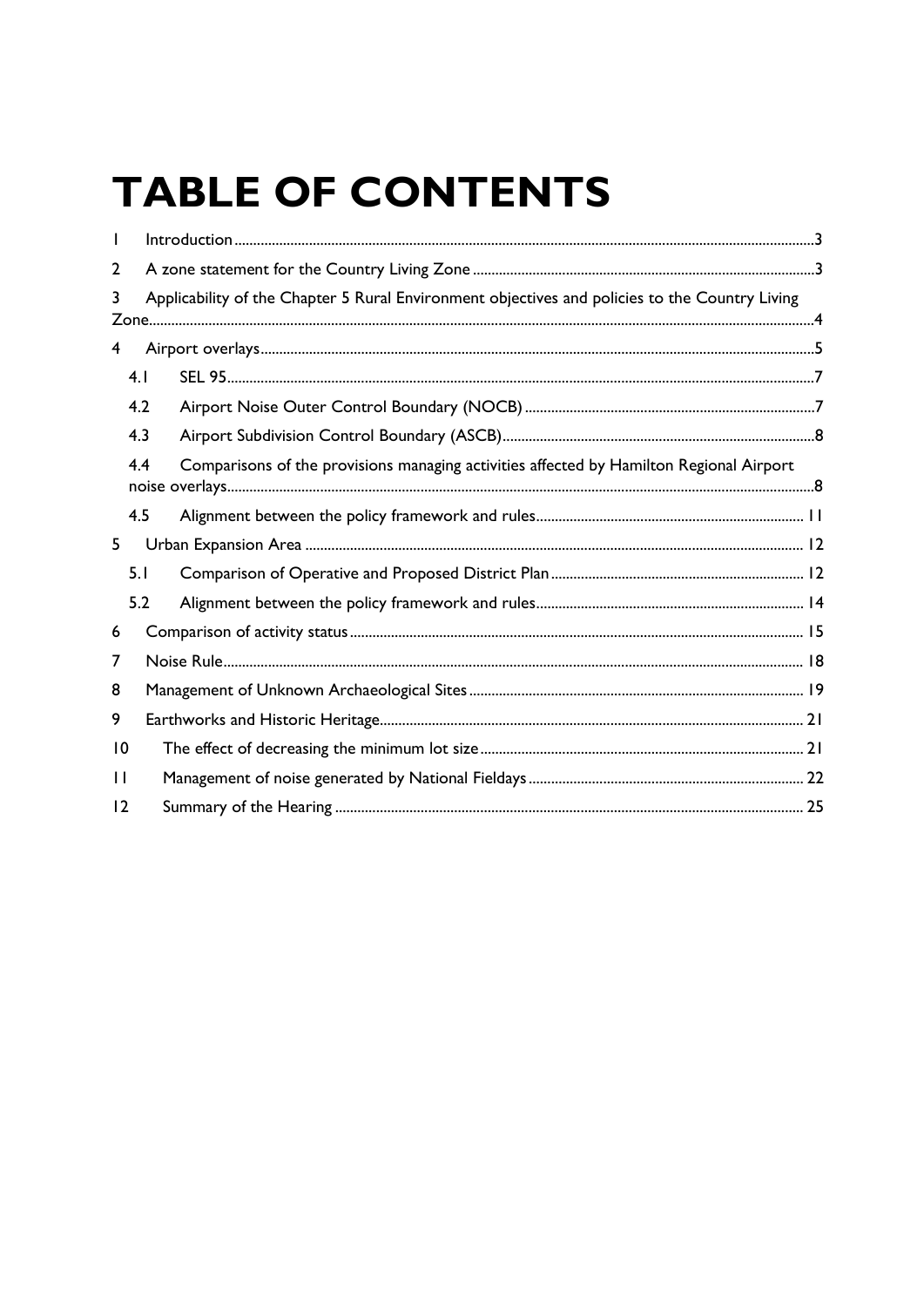# TABLE OF CONTENTS

1 Introduction ..... 3

2 A zone statement for the Country Living Zone ..... 3

3 Applicability of the Chapter 5 Rural Environment objectives and policies to the Country Living Zone ..... 4

4 Airport overlays ..... 5

- 4.1 SEL 95 ..... 7
- 4.2 Airport Noise Outer Control Boundary (NOCB) ..... 7
- 4.3 Airport Subdivision Control Boundary (ASCB) ..... 8
- 4.4 Comparisons of the provisions managing activities affected by Hamilton Regional Airport noise overlays ..... 8
- 4.5 Alignment between the policy framework and rules ..... 11

5 Urban Expansion Area ..... 12

- 5.1 Comparison of Operative and Proposed District Plan ..... 12
- 5.2 Alignment between the policy framework and rules ..... 14

6 Comparison of activity status ..... 15

7 Noise Rule ..... 18

8 Management of Unknown Archaeological Sites ..... 19

9 Earthworks and Historic Heritage ..... 21

10 The effect of decreasing the minimum lot size ..... 21

11 Management of noise generated by National Fieldays ..... 22

12 Summary of the Hearing ..... 25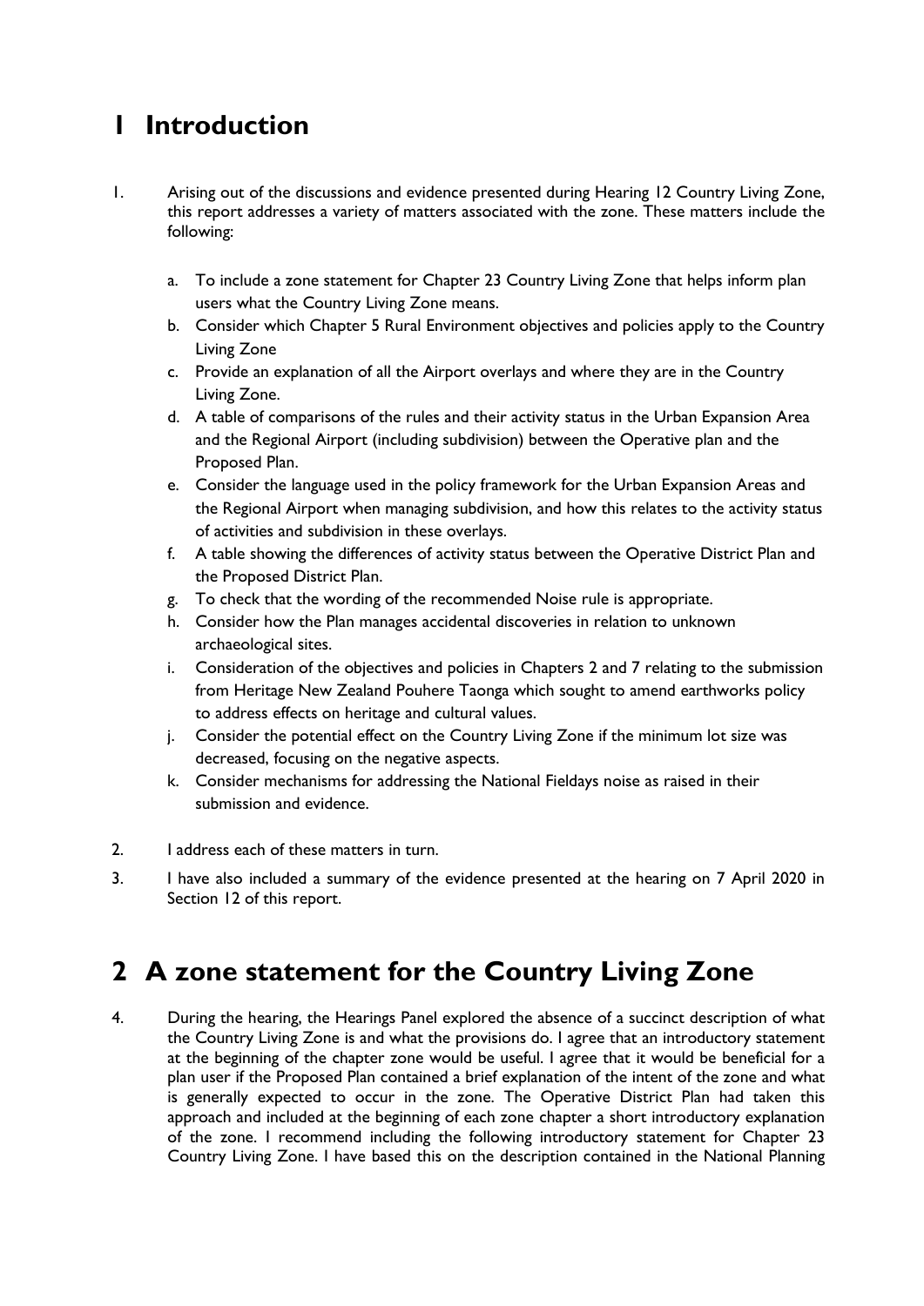# 1 Introduction

1. Arising out of the discussions and evidence presented during Hearing 12 Country Living Zone, this report addresses a variety of matters associated with the zone. These matters include the following:

   a. To include a zone statement for Chapter 23 Country Living Zone that helps inform plan users what the Country Living Zone means.

   b. Consider which Chapter 5 Rural Environment objectives and policies apply to the Country Living Zone

   c. Provide an explanation of all the Airport overlays and where they are in the Country Living Zone.

   d. A table of comparisons of the rules and their activity status in the Urban Expansion Area and the Regional Airport (including subdivision) between the Operative plan and the Proposed Plan.

   e. Consider the language used in the policy framework for the Urban Expansion Areas and the Regional Airport when managing subdivision, and how this relates to the activity status of activities and subdivision in these overlays.

   f. A table showing the differences of activity status between the Operative District Plan and the Proposed District Plan.

   g. To check that the wording of the recommended Noise rule is appropriate.

   h. Consider how the Plan manages accidental discoveries in relation to unknown archaeological sites.

   i. Consideration of the objectives and policies in Chapters 2 and 7 relating to the submission from Heritage New Zealand Pouhere Taonga which sought to amend earthworks policy to address effects on heritage and cultural values.

   j. Consider the potential effect on the Country Living Zone if the minimum lot size was decreased, focusing on the negative aspects.

   k. Consider mechanisms for addressing the National Fieldays noise as raised in their submission and evidence.

2. I address each of these matters in turn.

3. I have also included a summary of the evidence presented at the hearing on 7 April 2020 in Section 12 of this report.

# 2 A zone statement for the Country Living Zone

4. During the hearing, the Hearings Panel explored the absence of a succinct description of what the Country Living Zone is and what the provisions do. I agree that an introductory statement at the beginning of the chapter zone would be useful. I agree that it would be beneficial for a plan user if the Proposed Plan contained a brief explanation of the intent of the zone and what is generally expected to occur in the zone. The Operative District Plan had taken this approach and included at the beginning of each zone chapter a short introductory explanation of the zone. I recommend including the following introductory statement for Chapter 23 Country Living Zone. I have based this on the description contained in the National Planning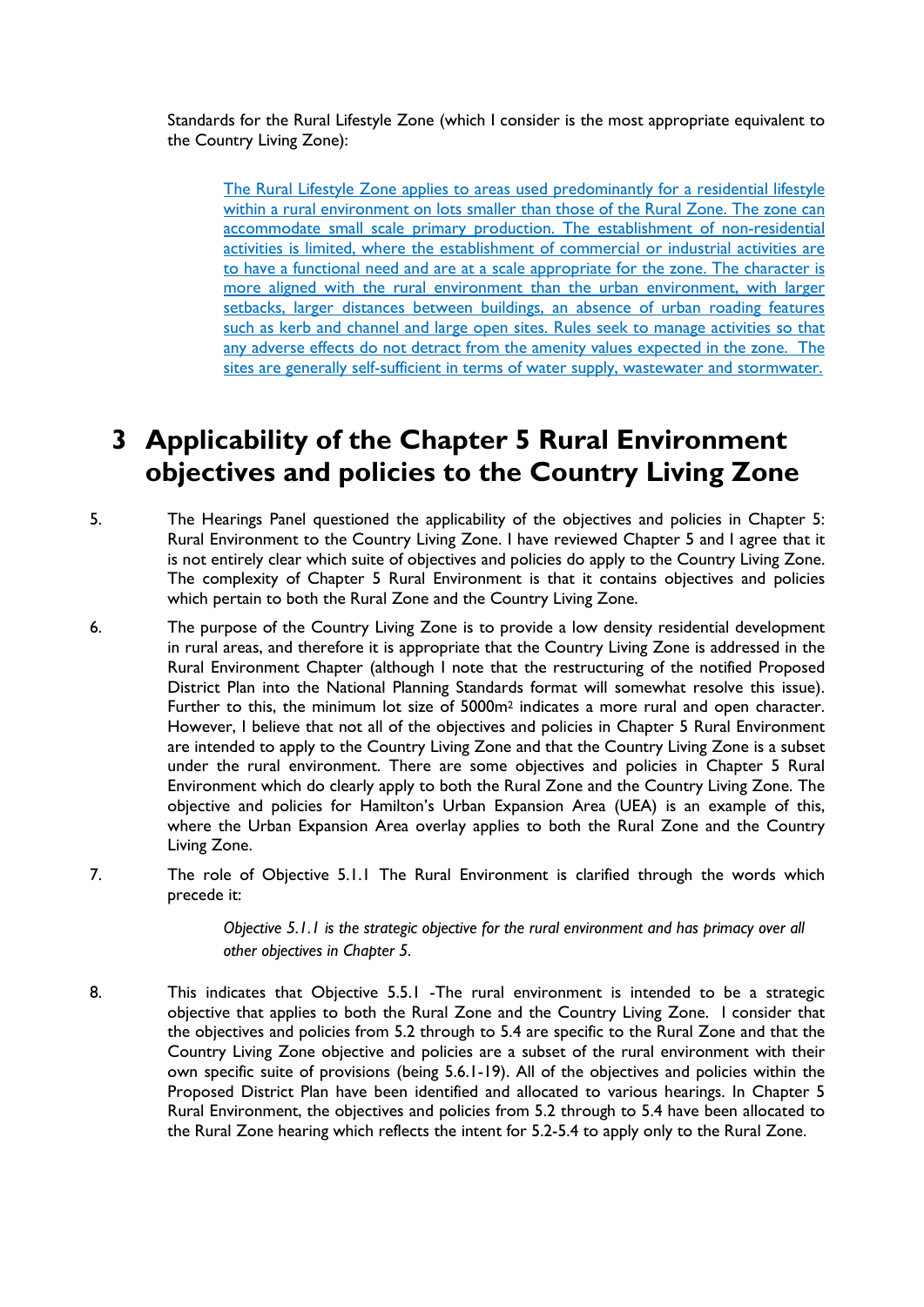Standards for the Rural Lifestyle Zone (which I consider is the most appropriate equivalent to the Country Living Zone):

> <u>The Rural Lifestyle Zone applies to areas used predominantly for a residential lifestyle within a rural environment on lots smaller than those of the Rural Zone. The zone can accommodate small scale primary production. The establishment of non-residential activities is limited, where the establishment of commercial or industrial activities are to have a functional need and are at a scale appropriate for the zone. The character is more aligned with the rural environment than the urban environment, with larger setbacks, larger distances between buildings, an absence of urban roading features such as kerb and channel and large open sites. Rules seek to manage activities so that any adverse effects do not detract from the amenity values expected in the zone. The sites are generally self-sufficient in terms of water supply, wastewater and stormwater.</u>

# 3 Applicability of the Chapter 5 Rural Environment objectives and policies to the Country Living Zone

5. The Hearings Panel questioned the applicability of the objectives and policies in Chapter 5: Rural Environment to the Country Living Zone. I have reviewed Chapter 5 and I agree that it is not entirely clear which suite of objectives and policies do apply to the Country Living Zone. The complexity of Chapter 5 Rural Environment is that it contains objectives and policies which pertain to both the Rural Zone and the Country Living Zone.

6. The purpose of the Country Living Zone is to provide a low density residential development in rural areas, and therefore it is appropriate that the Country Living Zone is addressed in the Rural Environment Chapter (although I note that the restructuring of the notified Proposed District Plan into the National Planning Standards format will somewhat resolve this issue). Further to this, the minimum lot size of 5000m$^2$ indicates a more rural and open character. However, I believe that not all of the objectives and policies in Chapter 5 Rural Environment are intended to apply to the Country Living Zone and that the Country Living Zone is a subset under the rural environment. There are some objectives and policies in Chapter 5 Rural Environment which do clearly apply to both the Rural Zone and the Country Living Zone. The objective and policies for Hamilton's Urban Expansion Area (UEA) is an example of this, where the Urban Expansion Area overlay applies to both the Rural Zone and the Country Living Zone.

7. The role of Objective 5.1.1 The Rural Environment is clarified through the words which precede it:

> *Objective 5.1.1 is the strategic objective for the rural environment and has primacy over all other objectives in Chapter 5.*

8. This indicates that Objective 5.5.1 -The rural environment is intended to be a strategic objective that applies to both the Rural Zone and the Country Living Zone. I consider that the objectives and policies from 5.2 through to 5.4 are specific to the Rural Zone and that the Country Living Zone objective and policies are a subset of the rural environment with their own specific suite of provisions (being 5.6.1-19). All of the objectives and policies within the Proposed District Plan have been identified and allocated to various hearings. In Chapter 5 Rural Environment, the objectives and policies from 5.2 through to 5.4 have been allocated to the Rural Zone hearing which reflects the intent for 5.2-5.4 to apply only to the Rural Zone.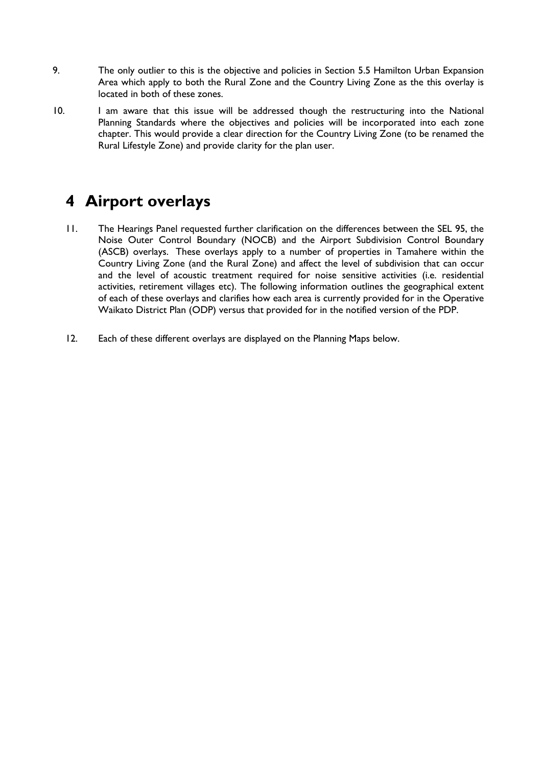9. The only outlier to this is the objective and policies in Section 5.5 Hamilton Urban Expansion Area which apply to both the Rural Zone and the Country Living Zone as the this overlay is located in both of these zones.

10. I am aware that this issue will be addressed though the restructuring into the National Planning Standards where the objectives and policies will be incorporated into each zone chapter. This would provide a clear direction for the Country Living Zone (to be renamed the Rural Lifestyle Zone) and provide clarity for the plan user.

# 4 Airport overlays

11. The Hearings Panel requested further clarification on the differences between the SEL 95, the Noise Outer Control Boundary (NOCB) and the Airport Subdivision Control Boundary (ASCB) overlays. These overlays apply to a number of properties in Tamahere within the Country Living Zone (and the Rural Zone) and affect the level of subdivision that can occur and the level of acoustic treatment required for noise sensitive activities (i.e. residential activities, retirement villages etc). The following information outlines the geographical extent of each of these overlays and clarifies how each area is currently provided for in the Operative Waikato District Plan (ODP) versus that provided for in the notified version of the PDP.

12. Each of these different overlays are displayed on the Planning Maps below.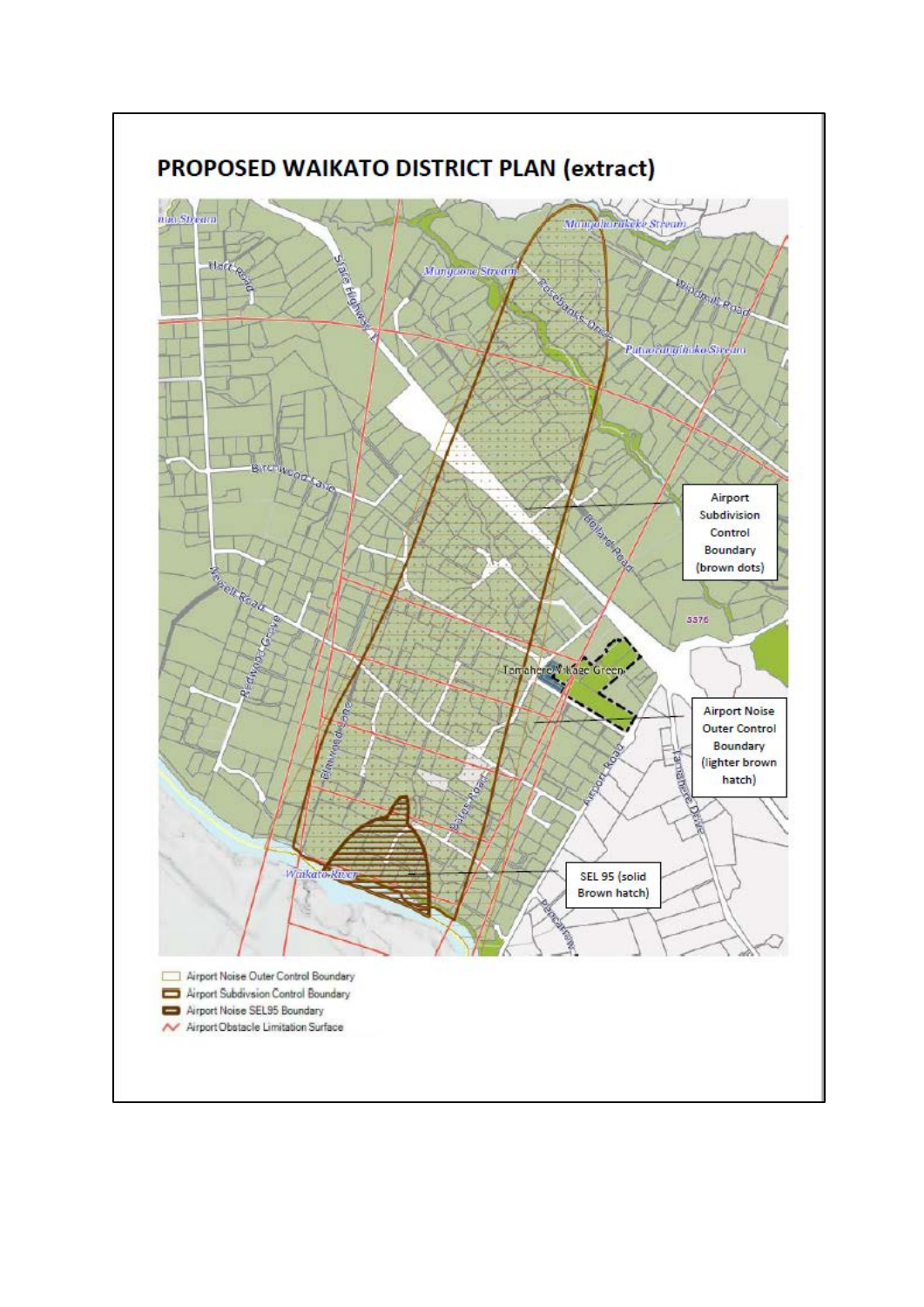## PROPOSED WAIKATO DISTRICT PLAN (extract)

Airport Subdivision Control Boundary (brown dots)

Airport Noise Outer Control Boundary (lighter brown hatch)

SEL 95 (solid Brown hatch)

- Airport Noise Outer Control Boundary
- Airport Subdivsion Control Boundary
- Airport Noise SEL95 Boundary
- Airport Obstacle Limitation Surface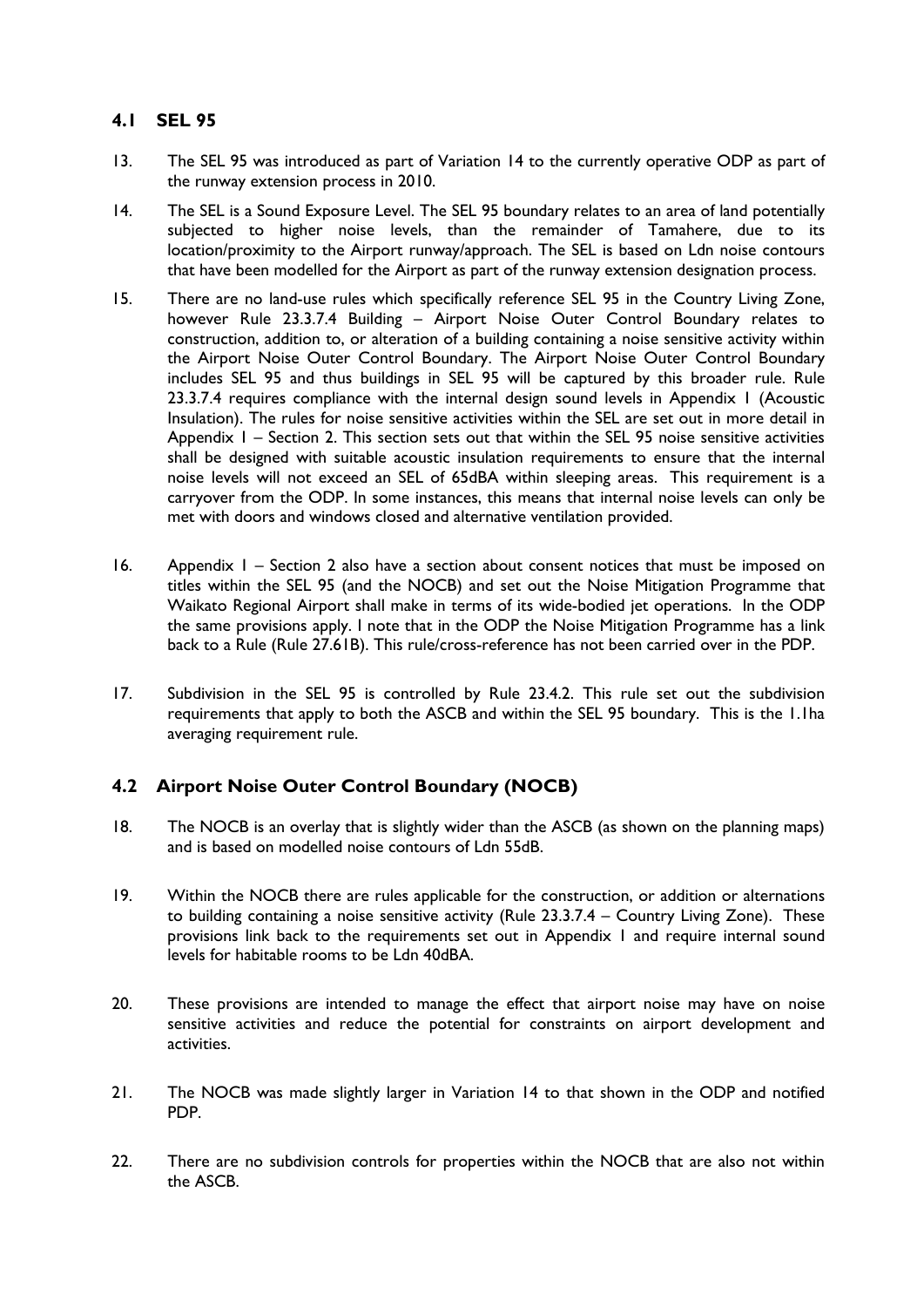## 4.1 SEL 95

13. The SEL 95 was introduced as part of Variation 14 to the currently operative ODP as part of the runway extension process in 2010.

14. The SEL is a Sound Exposure Level. The SEL 95 boundary relates to an area of land potentially subjected to higher noise levels, than the remainder of Tamahere, due to its location/proximity to the Airport runway/approach. The SEL is based on Ldn noise contours that have been modelled for the Airport as part of the runway extension designation process.

15. There are no land-use rules which specifically reference SEL 95 in the Country Living Zone, however Rule 23.3.7.4 Building – Airport Noise Outer Control Boundary relates to construction, addition to, or alteration of a building containing a noise sensitive activity within the Airport Noise Outer Control Boundary. The Airport Noise Outer Control Boundary includes SEL 95 and thus buildings in SEL 95 will be captured by this broader rule. Rule 23.3.7.4 requires compliance with the internal design sound levels in Appendix 1 (Acoustic Insulation). The rules for noise sensitive activities within the SEL are set out in more detail in Appendix 1 – Section 2. This section sets out that within the SEL 95 noise sensitive activities shall be designed with suitable acoustic insulation requirements to ensure that the internal noise levels will not exceed an SEL of 65dBA within sleeping areas. This requirement is a carryover from the ODP. In some instances, this means that internal noise levels can only be met with doors and windows closed and alternative ventilation provided.

16. Appendix 1 – Section 2 also have a section about consent notices that must be imposed on titles within the SEL 95 (and the NOCB) and set out the Noise Mitigation Programme that Waikato Regional Airport shall make in terms of its wide-bodied jet operations. In the ODP the same provisions apply. I note that in the ODP the Noise Mitigation Programme has a link back to a Rule (Rule 27.61B). This rule/cross-reference has not been carried over in the PDP.

17. Subdivision in the SEL 95 is controlled by Rule 23.4.2. This rule set out the subdivision requirements that apply to both the ASCB and within the SEL 95 boundary. This is the 1.1ha averaging requirement rule.

## 4.2 Airport Noise Outer Control Boundary (NOCB)

18. The NOCB is an overlay that is slightly wider than the ASCB (as shown on the planning maps) and is based on modelled noise contours of Ldn 55dB.

19. Within the NOCB there are rules applicable for the construction, or addition or alternations to building containing a noise sensitive activity (Rule 23.3.7.4 – Country Living Zone). These provisions link back to the requirements set out in Appendix 1 and require internal sound levels for habitable rooms to be Ldn 40dBA.

20. These provisions are intended to manage the effect that airport noise may have on noise sensitive activities and reduce the potential for constraints on airport development and activities.

21. The NOCB was made slightly larger in Variation 14 to that shown in the ODP and notified PDP.

22. There are no subdivision controls for properties within the NOCB that are also not within the ASCB.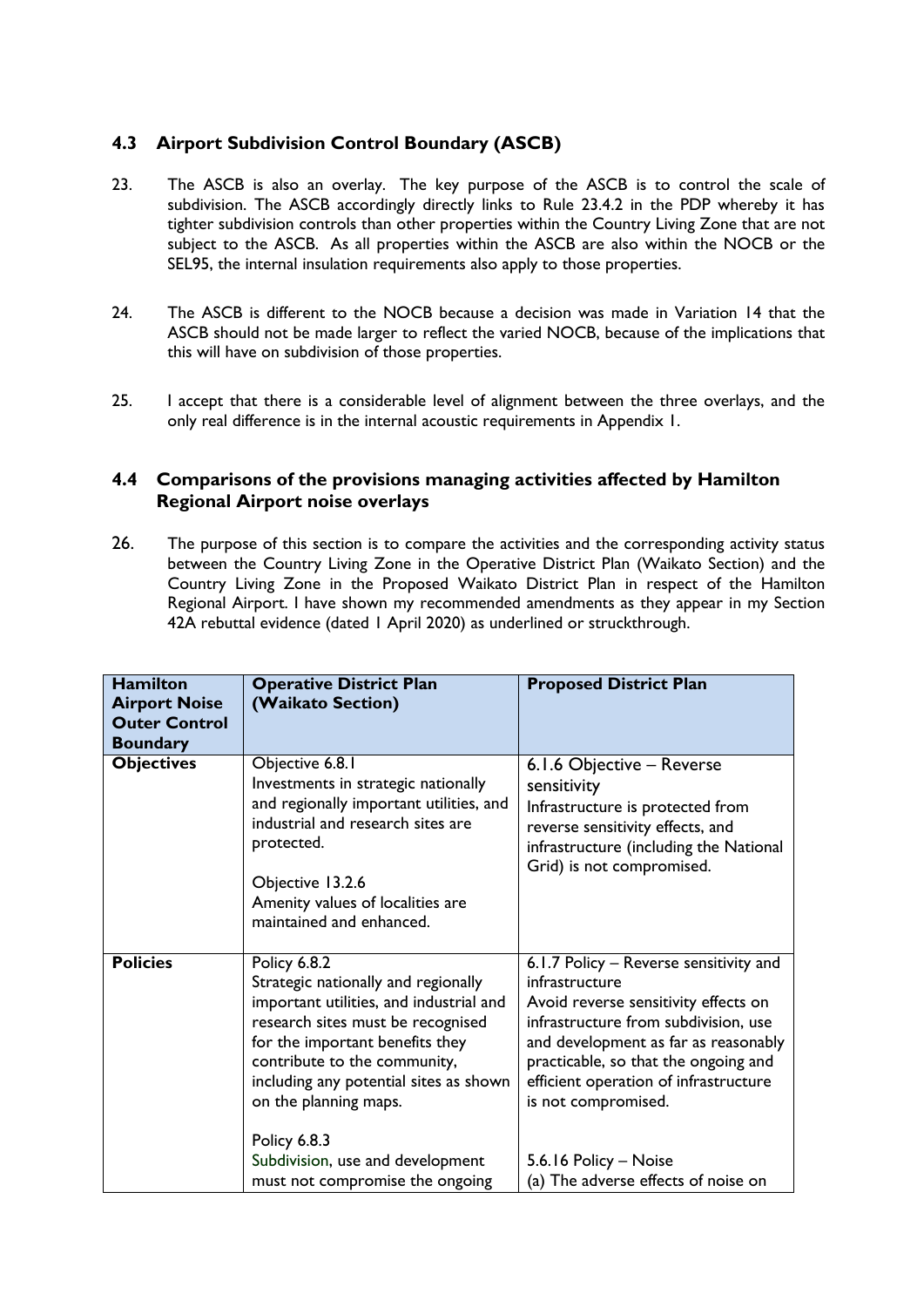### 4.3 Airport Subdivision Control Boundary (ASCB)

23. The ASCB is also an overlay. The key purpose of the ASCB is to control the scale of subdivision. The ASCB accordingly directly links to Rule 23.4.2 in the PDP whereby it has tighter subdivision controls than other properties within the Country Living Zone that are not subject to the ASCB. As all properties within the ASCB are also within the NOCB or the SEL95, the internal insulation requirements also apply to those properties.

24. The ASCB is different to the NOCB because a decision was made in Variation 14 that the ASCB should not be made larger to reflect the varied NOCB, because of the implications that this will have on subdivision of those properties.

25. I accept that there is a considerable level of alignment between the three overlays, and the only real difference is in the internal acoustic requirements in Appendix 1.

### 4.4 Comparisons of the provisions managing activities affected by Hamilton Regional Airport noise overlays

26. The purpose of this section is to compare the activities and the corresponding activity status between the Country Living Zone in the Operative District Plan (Waikato Section) and the Country Living Zone in the Proposed Waikato District Plan in respect of the Hamilton Regional Airport. I have shown my recommended amendments as they appear in my Section 42A rebuttal evidence (dated 1 April 2020) as underlined or struckthrough.

| Hamilton Airport Noise Outer Control Boundary | Operative District Plan (Waikato Section) | Proposed District Plan |
|---|---|---|
| **Objectives** | Objective 6.8.1<br>Investments in strategic nationally and regionally important utilities, and industrial and research sites are protected.<br><br>Objective 13.2.6<br>Amenity values of localities are maintained and enhanced. | 6.1.6 Objective – Reverse sensitivity<br>Infrastructure is protected from reverse sensitivity effects, and infrastructure (including the National Grid) is not compromised. |
| **Policies** | Policy 6.8.2<br>Strategic nationally and regionally important utilities, and industrial and research sites must be recognised for the important benefits they contribute to the community, including any potential sites as shown on the planning maps.<br><br>Policy 6.8.3<br>Subdivision, use and development must not compromise the ongoing | 6.1.7 Policy – Reverse sensitivity and infrastructure<br>Avoid reverse sensitivity effects on infrastructure from subdivision, use and development as far as reasonably practicable, so that the ongoing and efficient operation of infrastructure is not compromised.<br><br>5.6.16 Policy – Noise<br>(a) The adverse effects of noise on |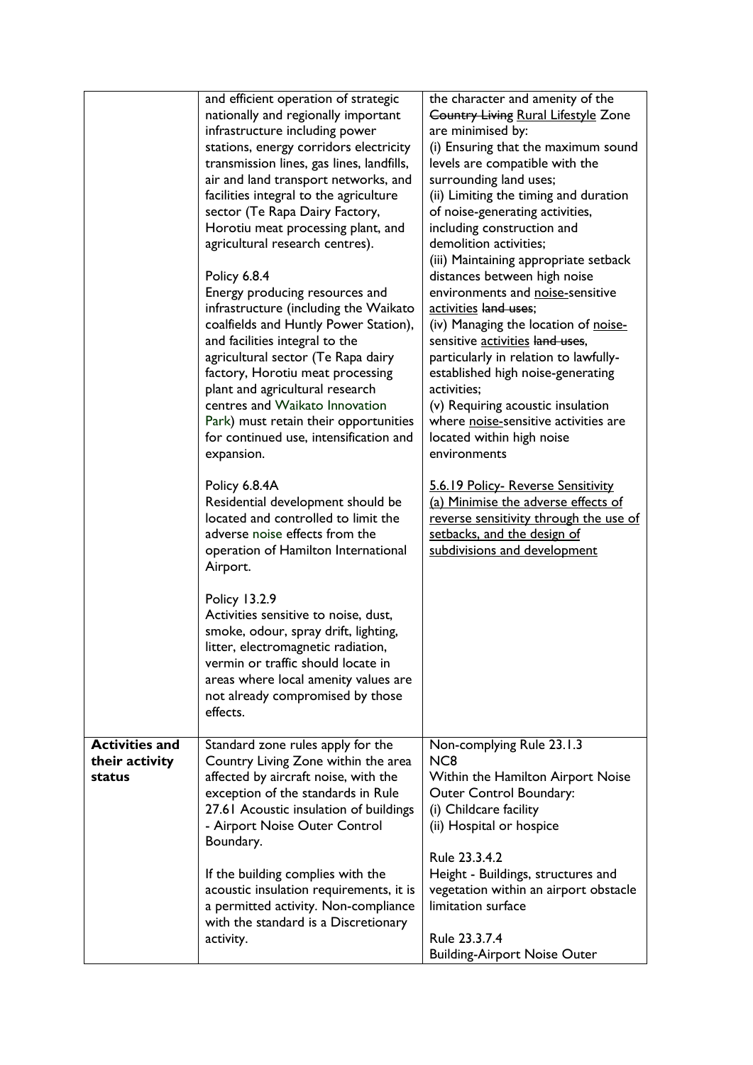|  |  |  |
|---|---|---|
|  | and efficient operation of strategic nationally and regionally important infrastructure including power stations, energy corridors electricity transmission lines, gas lines, landfills, air and land transport networks, and facilities integral to the agriculture sector (Te Rapa Dairy Factory, Horotiu meat processing plant, and agricultural research centres).<br><br>Policy 6.8.4<br>Energy producing resources and infrastructure (including the Waikato coalfields and Huntly Power Station), and facilities integral to the agricultural sector (Te Rapa dairy factory, Horotiu meat processing plant and agricultural research centres and Waikato Innovation Park) must retain their opportunities for continued use, intensification and expansion.<br><br>Policy 6.8.4A<br>Residential development should be located and controlled to limit the adverse noise effects from the operation of Hamilton International Airport.<br><br>Policy 13.2.9<br>Activities sensitive to noise, dust, smoke, odour, spray drift, lighting, litter, electromagnetic radiation, vermin or traffic should locate in areas where local amenity values are not already compromised by those effects. | the character and amenity of the ~~Country Living~~ <u>Rural Lifestyle</u> Zone are minimised by:<br>(i) Ensuring that the maximum sound levels are compatible with the surrounding land uses;<br>(ii) Limiting the timing and duration of noise-generating activities, including construction and demolition activities;<br>(iii) Maintaining appropriate setback distances between high noise environments and <u>noise-</u>sensitive <u>activities</u> ~~land uses~~;<br>(iv) Managing the location of <u>noise-</u>sensitive <u>activities</u> ~~land uses~~, particularly in relation to lawfully-established high noise-generating activities;<br>(v) Requiring acoustic insulation where <u>noise-</u>sensitive activities are located within high noise environments<br><br><u>5.6.19 Policy- Reverse Sensitivity</u><br><u>(a) Minimise the adverse effects of reverse sensitivity through the use of setbacks, and the design of subdivisions and development</u> |
| **Activities and their activity status** | Standard zone rules apply for the Country Living Zone within the area affected by aircraft noise, with the exception of the standards in Rule 27.61 Acoustic insulation of buildings - Airport Noise Outer Control Boundary.<br><br>If the building complies with the acoustic insulation requirements, it is a permitted activity. Non-compliance with the standard is a Discretionary activity. | Non-complying Rule 23.1.3<br>NC8<br>Within the Hamilton Airport Noise Outer Control Boundary:<br>(i) Childcare facility<br>(ii) Hospital or hospice<br><br>Rule 23.3.4.2<br>Height - Buildings, structures and vegetation within an airport obstacle limitation surface<br><br>Rule 23.3.7.4<br>Building-Airport Noise Outer |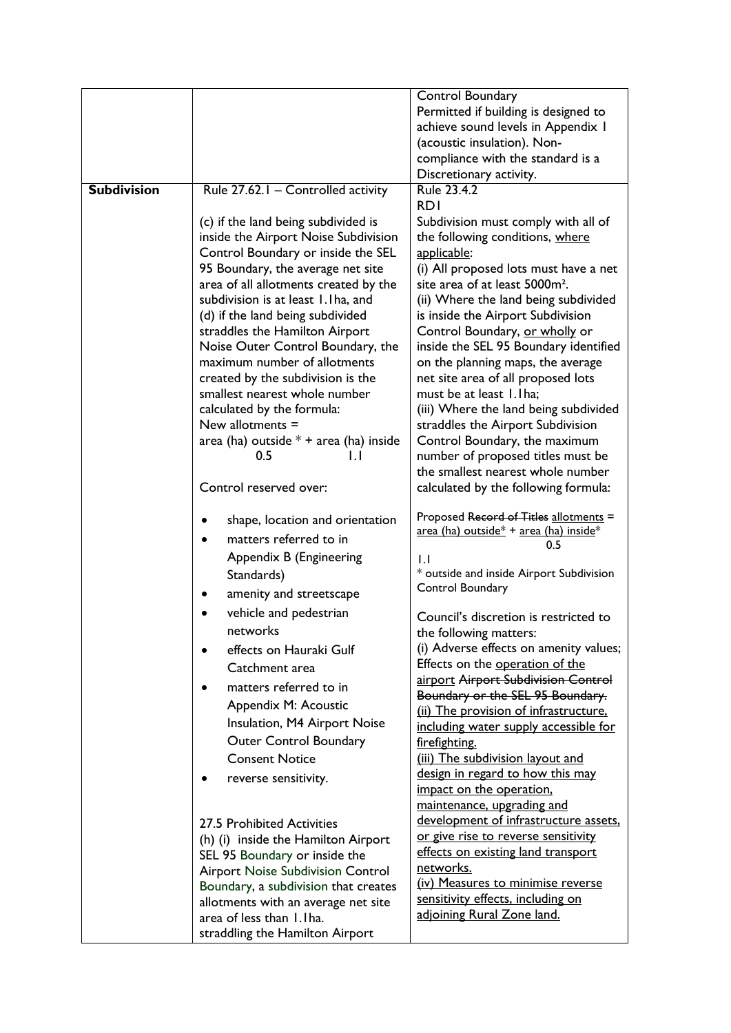| | | |
|---|---|---|
| | | Control Boundary<br>Permitted if building is designed to achieve sound levels in Appendix 1 (acoustic insulation). Non-compliance with the standard is a Discretionary activity. |
| **Subdivision** | Rule 27.62.1 – Controlled activity<br><br>(c) if the land being subdivided is inside the Airport Noise Subdivision Control Boundary or inside the SEL 95 Boundary, the average net site area of all allotments created by the subdivision is at least 1.1ha, and<br>(d) if the land being subdivided straddles the Hamilton Airport Noise Outer Control Boundary, the maximum number of allotments created by the subdivision is the smallest nearest whole number calculated by the formula:<br>New allotments = $\frac{\text{area (ha) outside}^*}{0.5} + \frac{\text{area (ha) inside}}{1.1}$<br><br>Control reserved over:<br><br>• shape, location and orientation<br>• matters referred to in Appendix B (Engineering Standards)<br>• amenity and streetscape<br>• vehicle and pedestrian networks<br>• effects on Hauraki Gulf Catchment area<br>• matters referred to in Appendix M: Acoustic Insulation, M4 Airport Noise Outer Control Boundary Consent Notice<br>• reverse sensitivity.<br><br>27.5 Prohibited Activities<br>(h) (i) inside the Hamilton Airport SEL 95 Boundary or inside the Airport Noise Subdivision Control Boundary, a subdivision that creates allotments with an average net site area of less than 1.1ha.<br>straddling the Hamilton Airport | Rule 23.4.2<br>RD1<br>Subdivision must comply with all of the following conditions, <u>where applicable</u>:<br>(i) All proposed lots must have a net site area of at least 5000m².<br>(ii) Where the land being subdivided is inside the Airport Subdivision Control Boundary, <u>or wholly</u> or inside the SEL 95 Boundary identified on the planning maps, the average net site area of all proposed lots must be at least 1.1ha;<br>(iii) Where the land being subdivided straddles the Airport Subdivision Control Boundary, the maximum number of proposed titles must be the smallest nearest whole number calculated by the following formula:<br><br>Proposed ~~Record of Titles~~ <u>allotments</u> = $\frac{\text{area (ha) outside}^*}{0.5} + \frac{\text{area (ha) inside}^*}{1.1}$<br>* outside and inside Airport Subdivision Control Boundary<br><br>Council's discretion is restricted to the following matters:<br>(i) Adverse effects on amenity values; Effects on the <u>operation of the airport</u> ~~Airport Subdivision Control Boundary or the SEL 95 Boundary.~~<br><u>(ii) The provision of infrastructure, including water supply accessible for firefighting.</u><br><u>(iii) The subdivision layout and design in regard to how this may impact on the operation, maintenance, upgrading and development of infrastructure assets, or give rise to reverse sensitivity effects on existing land transport networks.</u><br><u>(iv) Measures to minimise reverse sensitivity effects, including on adjoining Rural Zone land.</u> |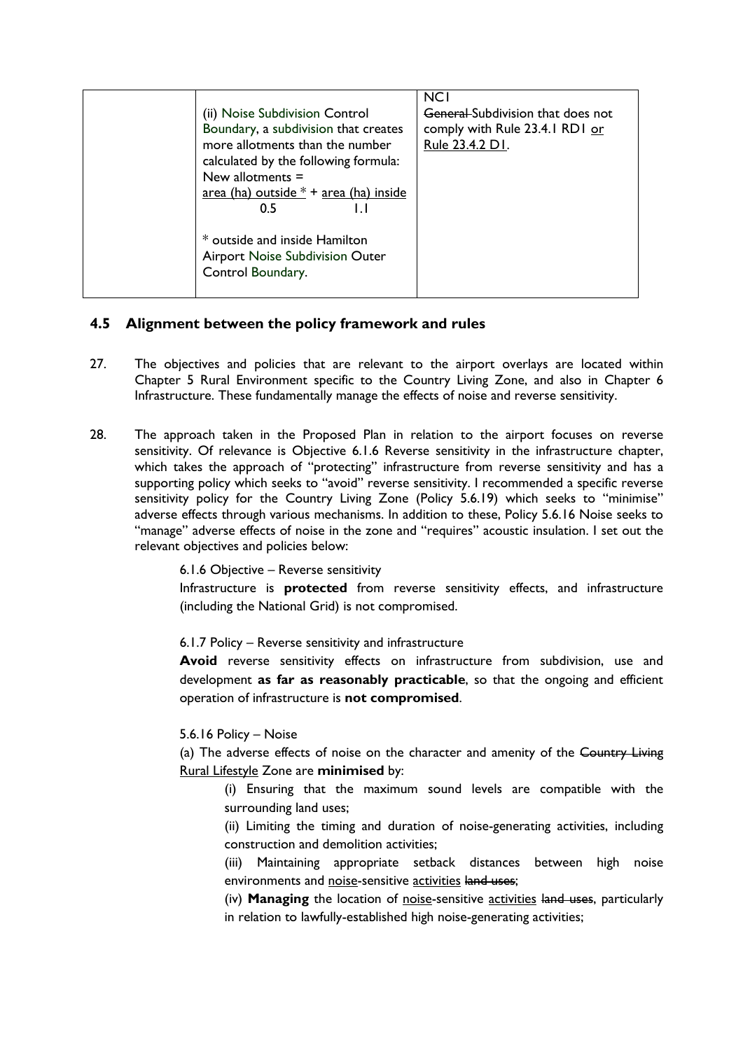| | (ii) Noise Subdivision Control Boundary, a subdivision that creates more allotments than the number calculated by the following formula: New allotments = $\frac{\text{area (ha) outside}^*}{0.5} + \frac{\text{area (ha) inside}}{1.1}$ <br><br> * outside and inside Hamilton Airport Noise Subdivision Outer Control Boundary. | NC1 <br> ~~General~~ Subdivision that does not comply with Rule 23.4.1 RD1 <u>or Rule 23.4.2 D1</u>. |
|---|---|---|

## 4.5 Alignment between the policy framework and rules

27. The objectives and policies that are relevant to the airport overlays are located within Chapter 5 Rural Environment specific to the Country Living Zone, and also in Chapter 6 Infrastructure. These fundamentally manage the effects of noise and reverse sensitivity.

28. The approach taken in the Proposed Plan in relation to the airport focuses on reverse sensitivity. Of relevance is Objective 6.1.6 Reverse sensitivity in the infrastructure chapter, which takes the approach of "protecting" infrastructure from reverse sensitivity and has a supporting policy which seeks to "avoid" reverse sensitivity. I recommended a specific reverse sensitivity policy for the Country Living Zone (Policy 5.6.19) which seeks to "minimise" adverse effects through various mechanisms. In addition to these, Policy 5.6.16 Noise seeks to "manage" adverse effects of noise in the zone and "requires" acoustic insulation. I set out the relevant objectives and policies below:

> 6.1.6 Objective – Reverse sensitivity
>
> Infrastructure is **protected** from reverse sensitivity effects, and infrastructure (including the National Grid) is not compromised.
>
> 6.1.7 Policy – Reverse sensitivity and infrastructure
>
> **Avoid** reverse sensitivity effects on infrastructure from subdivision, use and development **as far as reasonably practicable**, so that the ongoing and efficient operation of infrastructure is **not compromised**.
>
> 5.6.16 Policy – Noise
>
> (a) The adverse effects of noise on the character and amenity of the ~~Country Living~~ <u>Rural Lifestyle</u> Zone are **minimised** by:
>
> > (i) Ensuring that the maximum sound levels are compatible with the surrounding land uses;
> >
> > (ii) Limiting the timing and duration of noise-generating activities, including construction and demolition activities;
> >
> > (iii) Maintaining appropriate setback distances between high noise environments and <u>noise</u>-sensitive <u>activities</u> ~~land uses~~;
> >
> > (iv) **Managing** the location of <u>noise</u>-sensitive <u>activities</u> ~~land uses~~, particularly in relation to lawfully-established high noise-generating activities;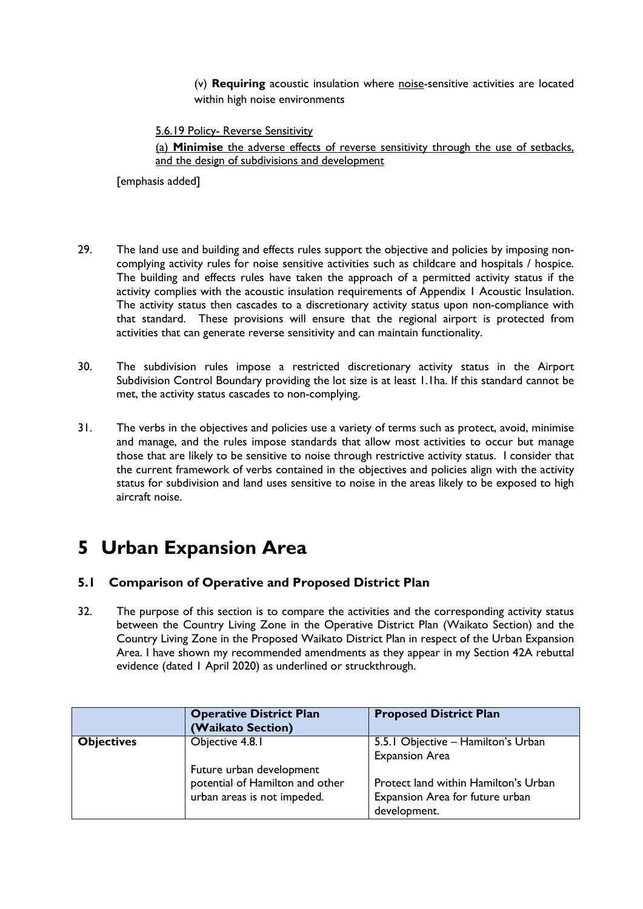(v) **Requiring** acoustic insulation where <u>noise</u>-sensitive activities are located within high noise environments

<u>5.6.19 Policy- Reverse Sensitivity</u>

<u>(a) **Minimise** the adverse effects of reverse sensitivity through the use of setbacks, and the design of subdivisions and development</u>

[emphasis added]

29. The land use and building and effects rules support the objective and policies by imposing non-complying activity rules for noise sensitive activities such as childcare and hospitals / hospice. The building and effects rules have taken the approach of a permitted activity status if the activity complies with the acoustic insulation requirements of Appendix 1 Acoustic Insulation. The activity status then cascades to a discretionary activity status upon non-compliance with that standard. These provisions will ensure that the regional airport is protected from activities that can generate reverse sensitivity and can maintain functionality.

30. The subdivision rules impose a restricted discretionary activity status in the Airport Subdivision Control Boundary providing the lot size is at least 1.1ha. If this standard cannot be met, the activity status cascades to non-complying.

31. The verbs in the objectives and policies use a variety of terms such as protect, avoid, minimise and manage, and the rules impose standards that allow most activities to occur but manage those that are likely to be sensitive to noise through restrictive activity status. I consider that the current framework of verbs contained in the objectives and policies align with the activity status for subdivision and land uses sensitive to noise in the areas likely to be exposed to high aircraft noise.

# 5 Urban Expansion Area

## 5.1 Comparison of Operative and Proposed District Plan

32. The purpose of this section is to compare the activities and the corresponding activity status between the Country Living Zone in the Operative District Plan (Waikato Section) and the Country Living Zone in the Proposed Waikato District Plan in respect of the Urban Expansion Area. I have shown my recommended amendments as they appear in my Section 42A rebuttal evidence (dated 1 April 2020) as underlined or struckthrough.

| | **Operative District Plan (Waikato Section)** | **Proposed District Plan** |
|---|---|---|
| **Objectives** | Objective 4.8.1<br><br>Future urban development potential of Hamilton and other urban areas is not impeded. | 5.5.1 Objective – Hamilton's Urban Expansion Area<br><br>Protect land within Hamilton's Urban Expansion Area for future urban development. |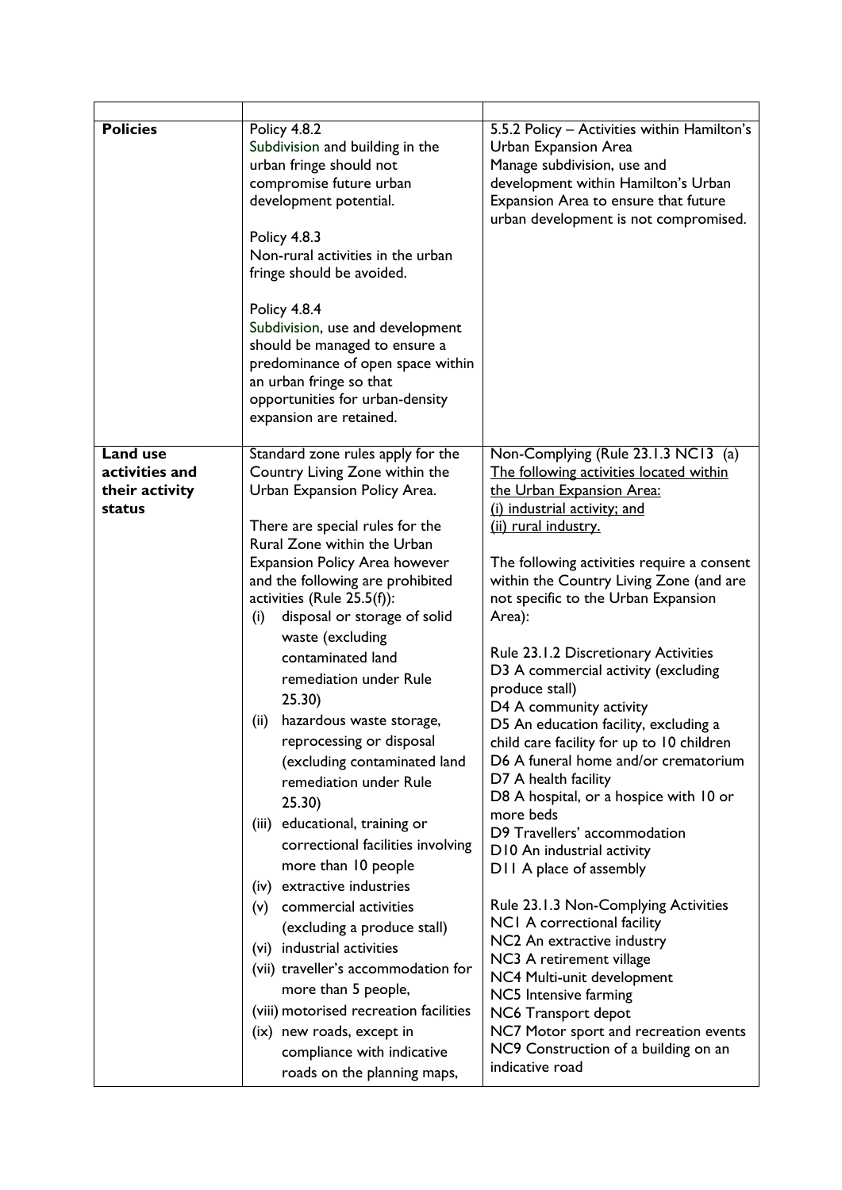| | | |
|---|---|---|
| **Policies** | Policy 4.8.2<br>Subdivision and building in the urban fringe should not compromise future urban development potential.<br><br>Policy 4.8.3<br>Non-rural activities in the urban fringe should be avoided.<br><br>Policy 4.8.4<br>Subdivision, use and development should be managed to ensure a predominance of open space within an urban fringe so that opportunities for urban-density expansion are retained. | 5.5.2 Policy – Activities within Hamilton's Urban Expansion Area<br>Manage subdivision, use and development within Hamilton's Urban Expansion Area to ensure that future urban development is not compromised. |
| **Land use activities and their activity status** | Standard zone rules apply for the Country Living Zone within the Urban Expansion Policy Area.<br><br>There are special rules for the Rural Zone within the Urban Expansion Policy Area however and the following are prohibited activities (Rule 25.5(f)):<br>(i) disposal or storage of solid waste (excluding contaminated land remediation under Rule 25.30)<br>(ii) hazardous waste storage, reprocessing or disposal (excluding contaminated land remediation under Rule 25.30)<br>(iii) educational, training or correctional facilities involving more than 10 people<br>(iv) extractive industries<br>(v) commercial activities (excluding a produce stall)<br>(vi) industrial activities<br>(vii) traveller's accommodation for more than 5 people,<br>(viii) motorised recreation facilities<br>(ix) new roads, except in compliance with indicative roads on the planning maps, | Non-Complying (Rule 23.1.3 NC13 (a)<br><u>The following activities located within the Urban Expansion Area:</u><br><u>(i) industrial activity; and</u><br><u>(ii) rural industry.</u><br><br>The following activities require a consent within the Country Living Zone (and are not specific to the Urban Expansion Area):<br><br>Rule 23.1.2 Discretionary Activities<br>D3 A commercial activity (excluding produce stall)<br>D4 A community activity<br>D5 An education facility, excluding a child care facility for up to 10 children<br>D6 A funeral home and/or crematorium<br>D7 A health facility<br>D8 A hospital, or a hospice with 10 or more beds<br>D9 Travellers' accommodation<br>D10 An industrial activity<br>D11 A place of assembly<br><br>Rule 23.1.3 Non-Complying Activities<br>NC1 A correctional facility<br>NC2 An extractive industry<br>NC3 A retirement village<br>NC4 Multi-unit development<br>NC5 Intensive farming<br>NC6 Transport depot<br>NC7 Motor sport and recreation events<br>NC9 Construction of a building on an indicative road |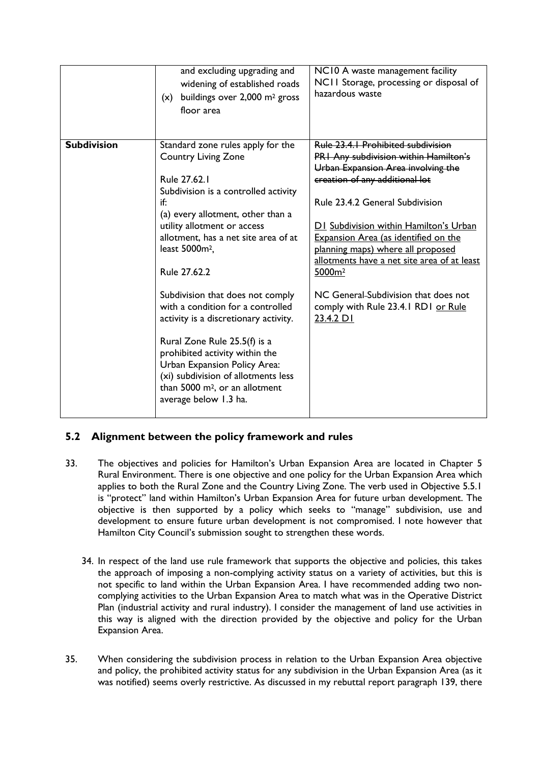| | | |
|---|---|---|
| | and excluding upgrading and widening of established roads<br>(x) buildings over 2,000 $m^2$ gross floor area | NC10 A waste management facility<br>NC11 Storage, processing or disposal of hazardous waste |
| **Subdivision** | Standard zone rules apply for the Country Living Zone<br><br>Rule 27.62.1<br>Subdivision is a controlled activity if:<br>(a) every allotment, other than a utility allotment or access allotment, has a net site area of at least 5000$m^2$,<br><br>Rule 27.62.2<br><br>Subdivision that does not comply with a condition for a controlled activity is a discretionary activity.<br><br>Rural Zone Rule 25.5(f) is a prohibited activity within the Urban Expansion Policy Area:<br>(xi) subdivision of allotments less than 5000 $m^2$, or an allotment average below 1.3 ha. | ~~Rule 23.4.1 Prohibited subdivision~~<br>~~PR1 Any subdivision within Hamilton's Urban Expansion Area involving the creation of any additional lot~~<br><br>Rule 23.4.2 General Subdivision<br><br><u>D1 Subdivision within Hamilton's Urban Expansion Area (as identified on the planning maps) where all proposed allotments have a net site area of at least 5000$m^2$</u><br><br>NC General ~~-~~Subdivision that does not comply with Rule 23.4.1 RD1 <u>or Rule 23.4.2 D1</u> |

## 5.2 Alignment between the policy framework and rules

33. The objectives and policies for Hamilton's Urban Expansion Area are located in Chapter 5 Rural Environment. There is one objective and one policy for the Urban Expansion Area which applies to both the Rural Zone and the Country Living Zone. The verb used in Objective 5.5.1 is "protect" land within Hamilton's Urban Expansion Area for future urban development. The objective is then supported by a policy which seeks to "manage" subdivision, use and development to ensure future urban development is not compromised. I note however that Hamilton City Council's submission sought to strengthen these words.

34. In respect of the land use rule framework that supports the objective and policies, this takes the approach of imposing a non-complying activity status on a variety of activities, but this is not specific to land within the Urban Expansion Area. I have recommended adding two non-complying activities to the Urban Expansion Area to match what was in the Operative District Plan (industrial activity and rural industry). I consider the management of land use activities in this way is aligned with the direction provided by the objective and policy for the Urban Expansion Area.

35. When considering the subdivision process in relation to the Urban Expansion Area objective and policy, the prohibited activity status for any subdivision in the Urban Expansion Area (as it was notified) seems overly restrictive. As discussed in my rebuttal report paragraph 139, there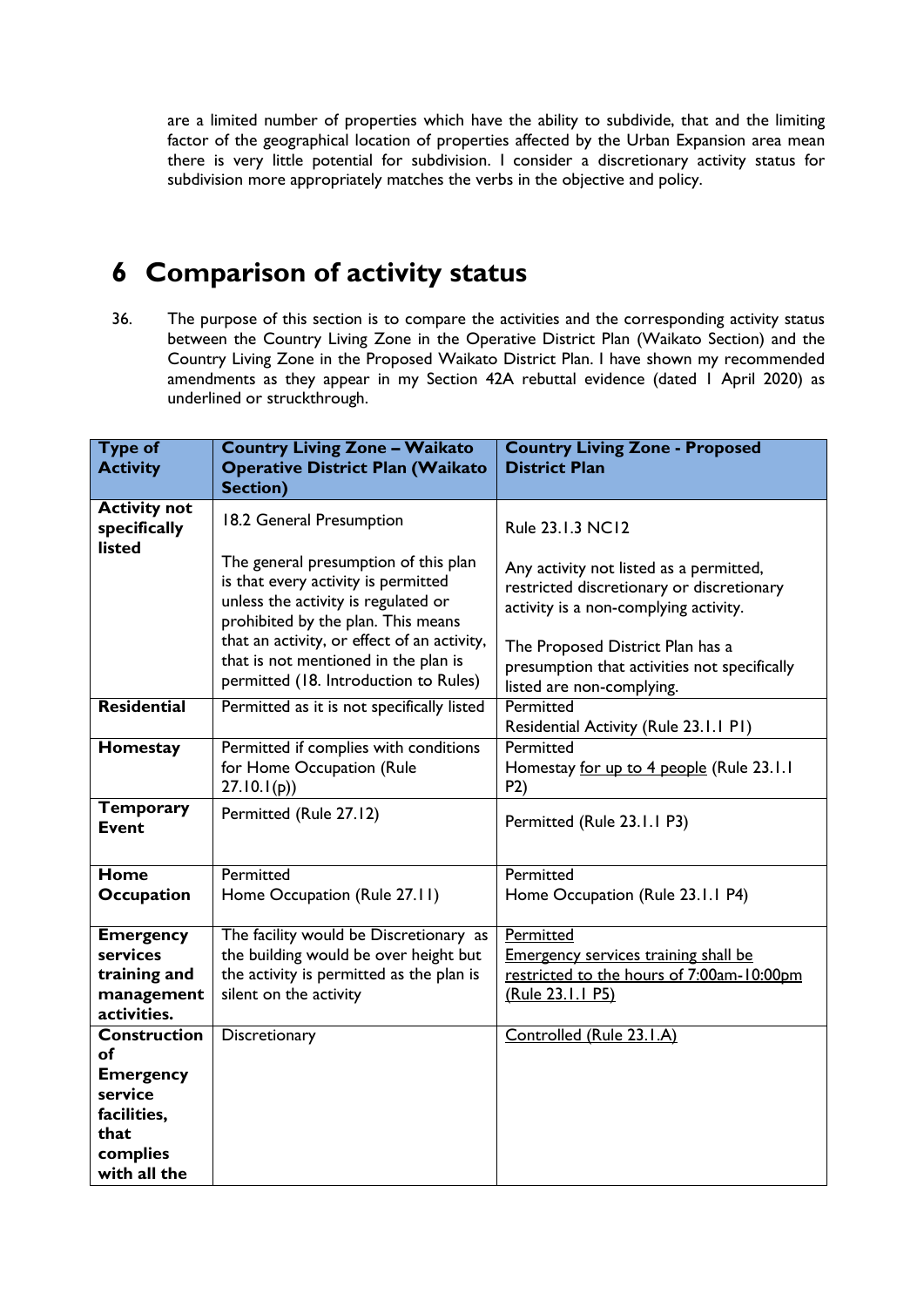are a limited number of properties which have the ability to subdivide, that and the limiting factor of the geographical location of properties affected by the Urban Expansion area mean there is very little potential for subdivision. I consider a discretionary activity status for subdivision more appropriately matches the verbs in the objective and policy.

# 6 Comparison of activity status

36. The purpose of this section is to compare the activities and the corresponding activity status between the Country Living Zone in the Operative District Plan (Waikato Section) and the Country Living Zone in the Proposed Waikato District Plan. I have shown my recommended amendments as they appear in my Section 42A rebuttal evidence (dated 1 April 2020) as underlined or struckthrough.

| Type of Activity | Country Living Zone – Waikato Operative District Plan (Waikato Section) | Country Living Zone - Proposed District Plan |
|---|---|---|
| **Activity not specifically listed** | 18.2 General Presumption<br><br>The general presumption of this plan is that every activity is permitted unless the activity is regulated or prohibited by the plan. This means that an activity, or effect of an activity, that is not mentioned in the plan is permitted (18. Introduction to Rules) | Rule 23.1.3 NC12<br><br>Any activity not listed as a permitted, restricted discretionary or discretionary activity is a non-complying activity.<br><br>The Proposed District Plan has a presumption that activities not specifically listed are non-complying. |
| **Residential** | Permitted as it is not specifically listed | Permitted<br>Residential Activity (Rule 23.1.1 P1) |
| **Homestay** | Permitted if complies with conditions for Home Occupation (Rule 27.10.1(p)) | Permitted<br>Homestay <u>for up to 4 people</u> (Rule 23.1.1 P2) |
| **Temporary Event** | Permitted (Rule 27.12) | Permitted (Rule 23.1.1 P3) |
| **Home Occupation** | Permitted<br>Home Occupation (Rule 27.11) | Permitted<br>Home Occupation (Rule 23.1.1 P4) |
| **Emergency services training and management activities.** | The facility would be Discretionary as the building would be over height but the activity is permitted as the plan is silent on the activity | <u>Permitted</u><br><u>Emergency services training shall be restricted to the hours of 7:00am-10:00pm (Rule 23.1.1 P5)</u> |
| **Construction of Emergency service facilities, that complies with all the** | Discretionary | <u>Controlled (Rule 23.1.A)</u> |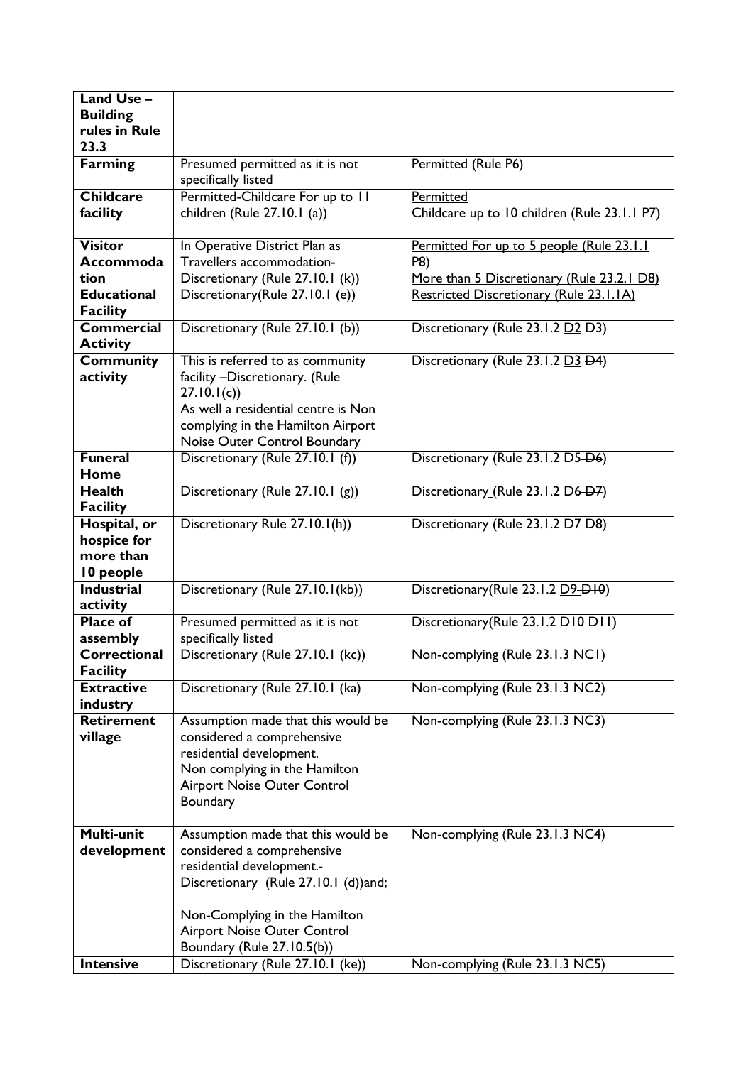| Land Use – Building rules in Rule 23.3 | | |
|---|---|---|
| **Farming** | Presumed permitted as it is not specifically listed | Permitted (Rule P6) |
| **Childcare facility** | Permitted-Childcare For up to 11 children (Rule 27.10.1 (a)) | Permitted<br>Childcare up to 10 children (Rule 23.1.1 P7) |
| **Visitor Accommodation** | In Operative District Plan as Travellers accommodation-Discretionary (Rule 27.10.1 (k)) | Permitted For up to 5 people (Rule 23.1.1 P8)<br>More than 5 Discretionary (Rule 23.2.1 D8) |
| **Educational Facility** | Discretionary(Rule 27.10.1 (e)) | Restricted Discretionary (Rule 23.1.1A) |
| **Commercial Activity** | Discretionary (Rule 27.10.1 (b)) | Discretionary (Rule 23.1.2 D2 ~~D3~~) |
| **Community activity** | This is referred to as community facility –Discretionary. (Rule 27.10.1(c))<br>As well a residential centre is Non complying in the Hamilton Airport Noise Outer Control Boundary | Discretionary (Rule 23.1.2 D3 ~~D4~~) |
| **Funeral Home** | Discretionary (Rule 27.10.1 (f)) | Discretionary (Rule 23.1.2 D5 ~~D6~~) |
| **Health Facility** | Discretionary (Rule 27.10.1 (g)) | Discretionary (Rule 23.1.2 D6 ~~D7~~) |
| **Hospital, or hospice for more than 10 people** | Discretionary Rule 27.10.1(h)) | Discretionary (Rule 23.1.2 D7 ~~D8~~) |
| **Industrial activity** | Discretionary (Rule 27.10.1(kb)) | Discretionary(Rule 23.1.2 D9 ~~D10~~) |
| **Place of assembly** | Presumed permitted as it is not specifically listed | Discretionary(Rule 23.1.2 D10 ~~D11~~) |
| **Correctional Facility** | Discretionary (Rule 27.10.1 (kc)) | Non-complying (Rule 23.1.3 NC1) |
| **Extractive industry** | Discretionary (Rule 27.10.1 (ka) | Non-complying (Rule 23.1.3 NC2) |
| **Retirement village** | Assumption made that this would be considered a comprehensive residential development.<br>Non complying in the Hamilton Airport Noise Outer Control Boundary | Non-complying (Rule 23.1.3 NC3) |
| **Multi-unit development** | Assumption made that this would be considered a comprehensive residential development.-<br>Discretionary (Rule 27.10.1 (d))and;<br><br>Non-Complying in the Hamilton Airport Noise Outer Control Boundary (Rule 27.10.5(b)) | Non-complying (Rule 23.1.3 NC4) |
| **Intensive** | Discretionary (Rule 27.10.1 (ke)) | Non-complying (Rule 23.1.3 NC5) |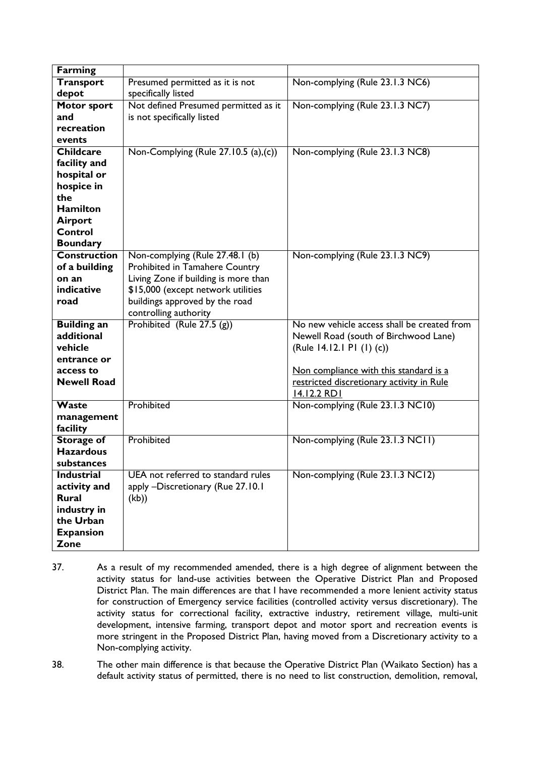| **Farming** | | |
|---|---|---|
| **Transport depot** | Presumed permitted as it is not specifically listed | Non-complying (Rule 23.1.3 NC6) |
| **Motor sport and recreation events** | Not defined Presumed permitted as it is not specifically listed | Non-complying (Rule 23.1.3 NC7) |
| **Childcare facility and hospital or hospice in the Hamilton Airport Control Boundary** | Non-Complying (Rule 27.10.5 (a),(c)) | Non-complying (Rule 23.1.3 NC8) |
| **Construction of a building on an indicative road** | Non-complying (Rule 27.48.1 (b) Prohibited in Tamahere Country Living Zone if building is more than \$15,000 (except network utilities buildings approved by the road controlling authority | Non-complying (Rule 23.1.3 NC9) |
| **Building an additional vehicle entrance or access to Newell Road** | Prohibited (Rule 27.5 (g)) | No new vehicle access shall be created from Newell Road (south of Birchwood Lane) (Rule 14.12.1 P1 (1) (c))<br><br><u>Non compliance with this standard is a restricted discretionary activity in Rule 14.12.2 RD1</u> |
| **Waste management facility** | Prohibited | Non-complying (Rule 23.1.3 NC10) |
| **Storage of Hazardous substances** | Prohibited | Non-complying (Rule 23.1.3 NC11) |
| **Industrial activity and Rural industry in the Urban Expansion Zone** | UEA not referred to standard rules apply –Discretionary (Rue 27.10.1 (kb)) | Non-complying (Rule 23.1.3 NC12) |

37. As a result of my recommended amended, there is a high degree of alignment between the activity status for land-use activities between the Operative District Plan and Proposed District Plan. The main differences are that I have recommended a more lenient activity status for construction of Emergency service facilities (controlled activity versus discretionary). The activity status for correctional facility, extractive industry, retirement village, multi-unit development, intensive farming, transport depot and motor sport and recreation events is more stringent in the Proposed District Plan, having moved from a Discretionary activity to a Non-complying activity.

38. The other main difference is that because the Operative District Plan (Waikato Section) has a default activity status of permitted, there is no need to list construction, demolition, removal,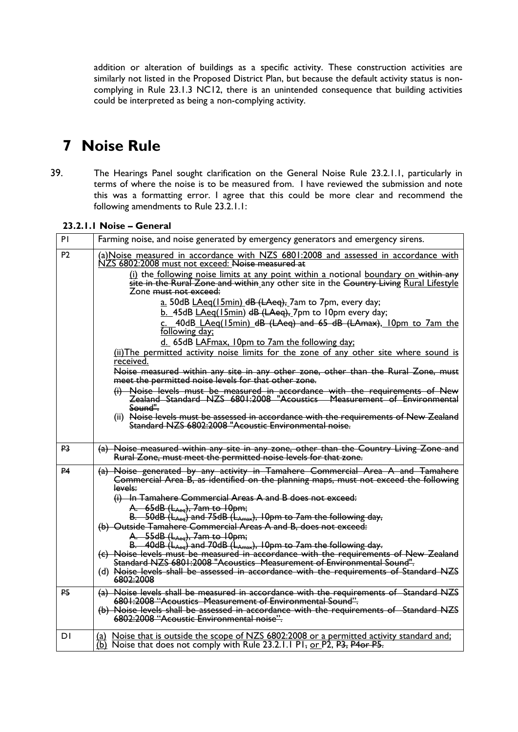addition or alteration of buildings as a specific activity. These construction activities are similarly not listed in the Proposed District Plan, but because the default activity status is non-complying in Rule 23.1.3 NC12, there is an unintended consequence that building activities could be interpreted as being a non-complying activity.

# 7 Noise Rule

39. The Hearings Panel sought clarification on the General Noise Rule 23.2.1.1, particularly in terms of where the noise is to be measured from. I have reviewed the submission and note this was a formatting error. I agree that this could be more clear and recommend the following amendments to Rule 23.2.1.1:

**23.2.1.1 Noise – General**

| | |
|---|---|
| P1 | Farming noise, and noise generated by emergency generators and emergency sirens. |
| P2 | (a)Noise measured in accordance with NZS 6801:2008 and assessed in accordance with NZS 6802:2008 must not exceed: ~~Noise measured at~~<br>(i) the following noise limits at any point within a notional boundary on ~~within any site in the Rural Zone and within~~ any other site in the ~~Country Living~~ Rural Lifestyle Zone ~~must not exceed:~~<br>a. 50dB LAeq(15min) ~~dB (LAeq),~~ 7am to 7pm, every day;<br>b. 45dB LAeq(15min) ~~dB (LAeq),~~ 7pm to 10pm every day;<br>c. 40dB LAeq(15min) ~~dB (LAeq) and 65 dB (LAmax),~~ 10pm to 7am the following day;<br>d. 65dB LAFmax, 10pm to 7am the following day;<br>(ii)The permitted activity noise limits for the zone of any other site where sound is received.<br>~~Noise measured within any site in any other zone, other than the Rural Zone, must meet the permitted noise levels for that other zone.~~<br>~~(i) Noise levels must be measured in accordance with the requirements of New Zealand Standard NZS 6801:2008 "Acoustics Measurement of Environmental Sound".~~<br>~~(ii) Noise levels must be assessed in accordance with the requirements of New Zealand Standard NZS 6802:2008 "Acoustic Environmental noise.~~ |
| ~~P3~~ | ~~(a) Noise measured within any site in any zone, other than the Country Living Zone and Rural Zone, must meet the permitted noise levels for that zone.~~ |
| ~~P4~~ | ~~(a) Noise generated by any activity in Tamahere Commercial Area A and Tamahere Commercial Area B, as identified on the planning maps, must not exceed the following levels:~~<br>~~(i) In Tamahere Commercial Areas A and B does not exceed:~~<br>~~A. 65dB ($L_{Aeq}$), 7am to 10pm;~~<br>~~B. 50dB ($L_{Aeq}$) and 75dB ($L_{Amax}$), 10pm to 7am the following day,~~<br>~~(b) Outside Tamahere Commercial Areas A and B, does not exceed:~~<br>~~A. 55dB ($L_{Aeq}$), 7am to 10pm;~~<br>~~B. 40dB ($L_{Aeq}$) and 70dB ($L_{Amax}$), 10pm to 7am the following day.~~<br>~~(c) Noise levels must be measured in accordance with the requirements of New Zealand Standard NZS 6801:2008 "Acoustics Measurement of Environmental Sound".~~<br>~~(d) Noise levels shall be assessed in accordance with the requirements of Standard NZS 6802:2008~~ |
| ~~P5~~ | ~~(a) Noise levels shall be measured in accordance with the requirements of Standard NZS 6801:2008 "Acoustics Measurement of Environmental Sound".~~<br>~~(b) Noise levels shall be assessed in accordance with the requirements of Standard NZS 6802:2008 "Acoustic Environmental noise".~~ |
| D1 | (a) Noise that is outside the scope of NZS 6802:2008 or a permitted activity standard and;<br>(b) Noise that does not comply with Rule 23.2.1.1 P1~~,~~ or P2, ~~P3, P4or P5.~~ |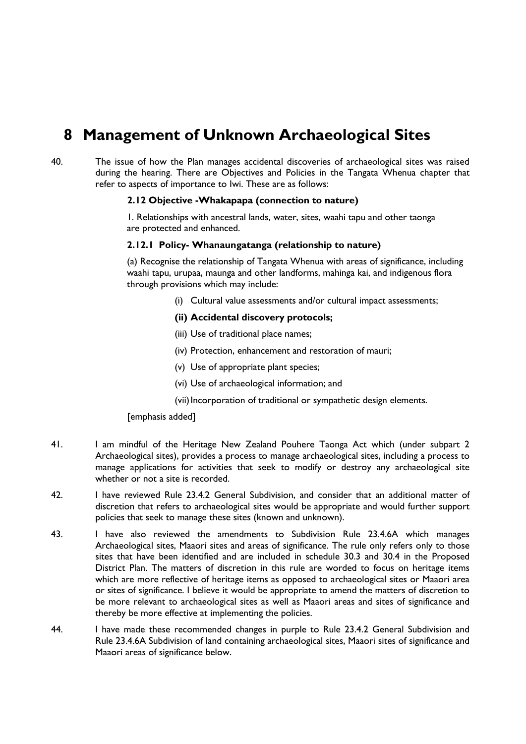# 8 Management of Unknown Archaeological Sites

40. The issue of how the Plan manages accidental discoveries of archaeological sites was raised during the hearing. There are Objectives and Policies in the Tangata Whenua chapter that refer to aspects of importance to Iwi. These are as follows:

**2.12 Objective -Whakapapa (connection to nature)**

1. Relationships with ancestral lands, water, sites, waahi tapu and other taonga are protected and enhanced.

**2.12.1 Policy- Whanaungatanga (relationship to nature)**

(a) Recognise the relationship of Tangata Whenua with areas of significance, including waahi tapu, urupaa, maunga and other landforms, mahinga kai, and indigenous flora through provisions which may include:

(i) Cultural value assessments and/or cultural impact assessments;

**(ii) Accidental discovery protocols;**

(iii) Use of traditional place names;

(iv) Protection, enhancement and restoration of mauri;

(v) Use of appropriate plant species;

(vi) Use of archaeological information; and

(vii) Incorporation of traditional or sympathetic design elements.

[emphasis added]

41. I am mindful of the Heritage New Zealand Pouhere Taonga Act which (under subpart 2 Archaeological sites), provides a process to manage archaeological sites, including a process to manage applications for activities that seek to modify or destroy any archaeological site whether or not a site is recorded.

42. I have reviewed Rule 23.4.2 General Subdivision, and consider that an additional matter of discretion that refers to archaeological sites would be appropriate and would further support policies that seek to manage these sites (known and unknown).

43. I have also reviewed the amendments to Subdivision Rule 23.4.6A which manages Archaeological sites, Maaori sites and areas of significance. The rule only refers only to those sites that have been identified and are included in schedule 30.3 and 30.4 in the Proposed District Plan. The matters of discretion in this rule are worded to focus on heritage items which are more reflective of heritage items as opposed to archaeological sites or Maaori area or sites of significance. I believe it would be appropriate to amend the matters of discretion to be more relevant to archaeological sites as well as Maaori areas and sites of significance and thereby be more effective at implementing the policies.

44. I have made these recommended changes in purple to Rule 23.4.2 General Subdivision and Rule 23.4.6A Subdivision of land containing archaeological sites, Maaori sites of significance and Maaori areas of significance below.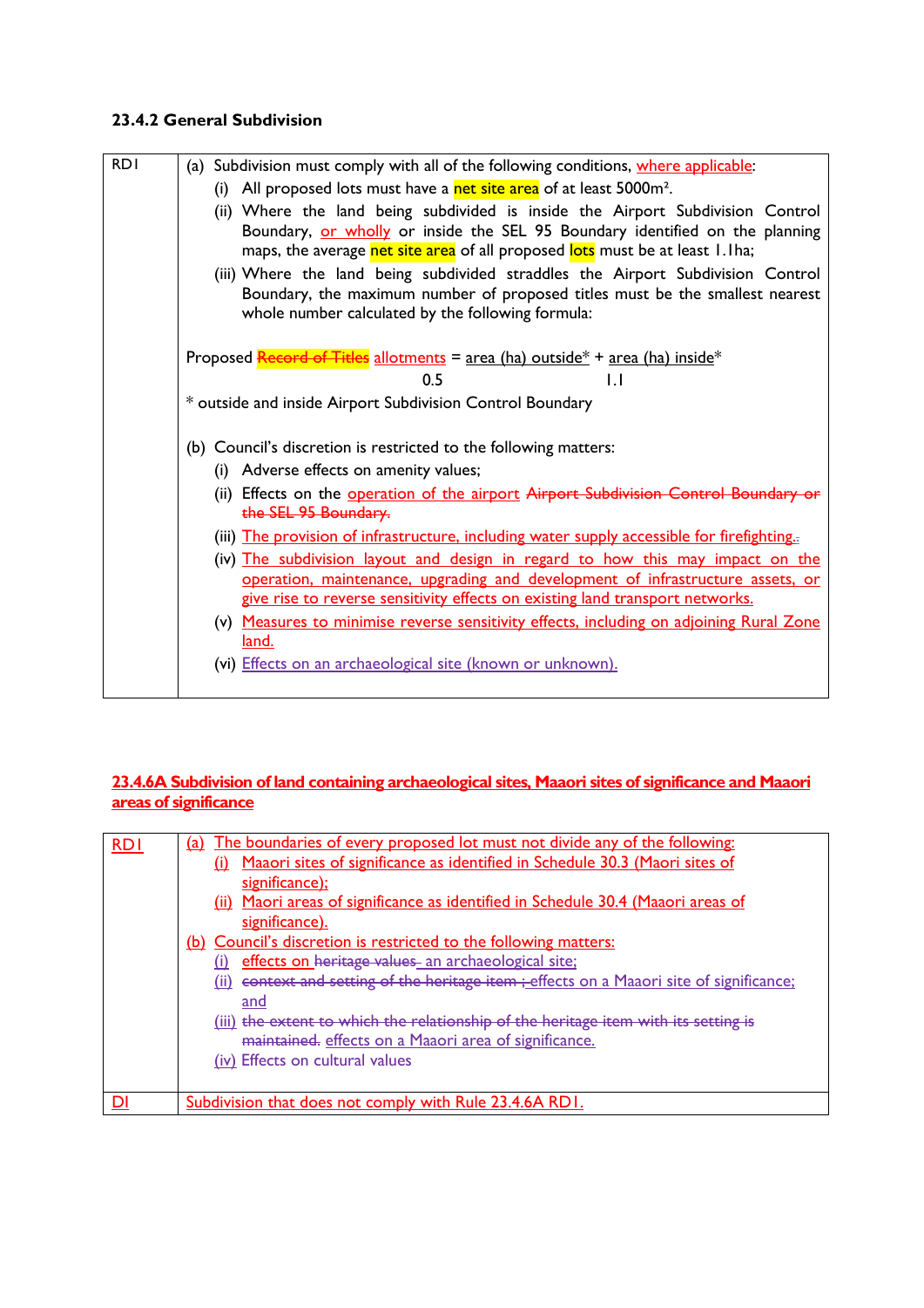### 23.4.2 General Subdivision

| | |
|---|---|
| RD1 | (a) Subdivision must comply with all of the following conditions, where applicable:<br>(i) All proposed lots must have a net site area of at least 5000m².<br>(ii) Where the land being subdivided is inside the Airport Subdivision Control Boundary, or wholly or inside the SEL 95 Boundary identified on the planning maps, the average net site area of all proposed lots must be at least 1.1ha;<br>(iii) Where the land being subdivided straddles the Airport Subdivision Control Boundary, the maximum number of proposed titles must be the smallest nearest whole number calculated by the following formula:<br><br>Proposed ~~Record of Titles~~ allotments = $\frac{\text{area (ha) outside*}}{0.5} + \frac{\text{area (ha) inside*}}{1.1}$<br>* outside and inside Airport Subdivision Control Boundary<br><br>(b) Council's discretion is restricted to the following matters:<br>(i) Adverse effects on amenity values;<br>(ii) Effects on the operation of the airport ~~Airport Subdivision Control Boundary or the SEL 95 Boundary.~~<br>(iii) The provision of infrastructure, including water supply accessible for firefighting.;<br>(iv) The subdivision layout and design in regard to how this may impact on the operation, maintenance, upgrading and development of infrastructure assets, or give rise to reverse sensitivity effects on existing land transport networks.<br>(v) Measures to minimise reverse sensitivity effects, including on adjoining Rural Zone land.<br>(vi) Effects on an archaeological site (known or unknown). |

### 23.4.6A Subdivision of land containing archaeological sites, Maaori sites of significance and Maaori areas of significance

| | |
|---|---|
| RD1 | (a) The boundaries of every proposed lot must not divide any of the following:<br>(i) Maaori sites of significance as identified in Schedule 30.3 (Maori sites of significance);<br>(ii) Maori areas of significance as identified in Schedule 30.4 (Maaori areas of significance).<br>(b) Council's discretion is restricted to the following matters:<br>(i) effects on ~~heritage values~~ an archaeological site;<br>(ii) ~~context and setting of the heritage item~~ ; effects on a Maaori site of significance; and<br>(iii) ~~the extent to which the relationship of the heritage item with its setting is maintained.~~ effects on a Maaori area of significance.<br>(iv) Effects on cultural values |
| D1 | Subdivision that does not comply with Rule 23.4.6A RD1. |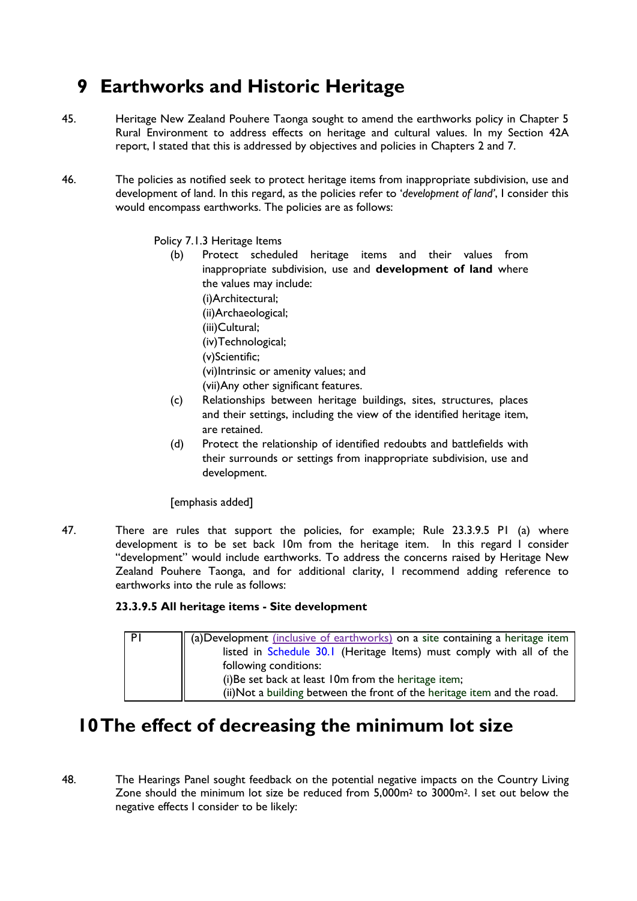# 9 Earthworks and Historic Heritage

45. Heritage New Zealand Pouhere Taonga sought to amend the earthworks policy in Chapter 5 Rural Environment to address effects on heritage and cultural values. In my Section 42A report, I stated that this is addressed by objectives and policies in Chapters 2 and 7.

46. The policies as notified seek to protect heritage items from inappropriate subdivision, use and development of land. In this regard, as the policies refer to '*development of land'*, I consider this would encompass earthworks. The policies are as follows:

> Policy 7.1.3 Heritage Items
>
> (b) Protect scheduled heritage items and their values from inappropriate subdivision, use and **development of land** where the values may include:
> (i)Architectural;
> (ii)Archaeological;
> (iii)Cultural;
> (iv)Technological;
> (v)Scientific;
> (vi)Intrinsic or amenity values; and
> (vii)Any other significant features.
>
> (c) Relationships between heritage buildings, sites, structures, places and their settings, including the view of the identified heritage item, are retained.
>
> (d) Protect the relationship of identified redoubts and battlefields with their surrounds or settings from inappropriate subdivision, use and development.
>
> [emphasis added]

47. There are rules that support the policies, for example; Rule 23.3.9.5 P1 (a) where development is to be set back 10m from the heritage item. In this regard I consider "development" would include earthworks. To address the concerns raised by Heritage New Zealand Pouhere Taonga, and for additional clarity, I recommend adding reference to earthworks into the rule as follows:

**23.3.9.5 All heritage items - Site development**

| P1 | (a)Development <u>(inclusive of earthworks)</u> on a site containing a heritage item listed in Schedule 30.1 (Heritage Items) must comply with all of the following conditions:<br>(i)Be set back at least 10m from the heritage item;<br>(ii)Not a building between the front of the heritage item and the road. |
|---|---|

# 10 The effect of decreasing the minimum lot size

48. The Hearings Panel sought feedback on the potential negative impacts on the Country Living Zone should the minimum lot size be reduced from 5,000m$^2$ to 3000m$^2$. I set out below the negative effects I consider to be likely: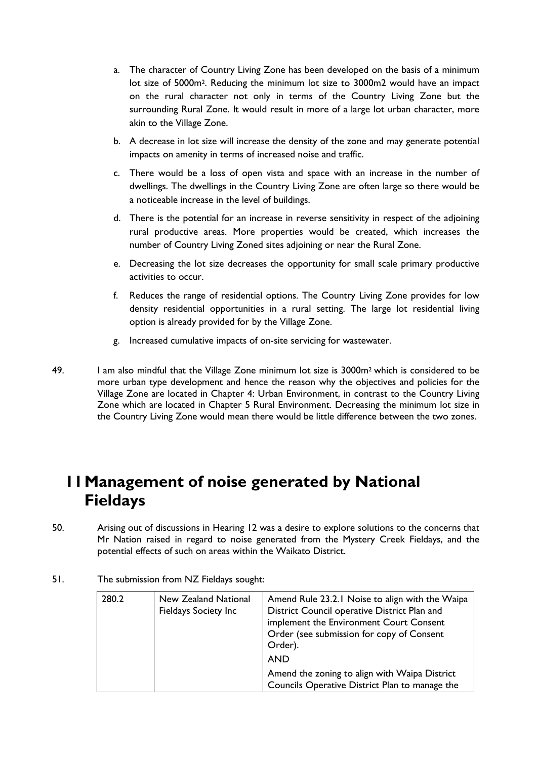a. The character of Country Living Zone has been developed on the basis of a minimum lot size of 5000m$^2$. Reducing the minimum lot size to 3000m2 would have an impact on the rural character not only in terms of the Country Living Zone but the surrounding Rural Zone. It would result in more of a large lot urban character, more akin to the Village Zone.

b. A decrease in lot size will increase the density of the zone and may generate potential impacts on amenity in terms of increased noise and traffic.

c. There would be a loss of open vista and space with an increase in the number of dwellings. The dwellings in the Country Living Zone are often large so there would be a noticeable increase in the level of buildings.

d. There is the potential for an increase in reverse sensitivity in respect of the adjoining rural productive areas. More properties would be created, which increases the number of Country Living Zoned sites adjoining or near the Rural Zone.

e. Decreasing the lot size decreases the opportunity for small scale primary productive activities to occur.

f. Reduces the range of residential options. The Country Living Zone provides for low density residential opportunities in a rural setting. The large lot residential living option is already provided for by the Village Zone.

g. Increased cumulative impacts of on-site servicing for wastewater.

49. I am also mindful that the Village Zone minimum lot size is 3000m$^2$ which is considered to be more urban type development and hence the reason why the objectives and policies for the Village Zone are located in Chapter 4: Urban Environment, in contrast to the Country Living Zone which are located in Chapter 5 Rural Environment. Decreasing the minimum lot size in the Country Living Zone would mean there would be little difference between the two zones.

# 11 Management of noise generated by National Fieldays

50. Arising out of discussions in Hearing 12 was a desire to explore solutions to the concerns that Mr Nation raised in regard to noise generated from the Mystery Creek Fieldays, and the potential effects of such on areas within the Waikato District.

51. The submission from NZ Fieldays sought:

| | | |
|---|---|---|
| 280.2 | New Zealand National Fieldays Society Inc | Amend Rule 23.2.1 Noise to align with the Waipa District Council operative District Plan and implement the Environment Court Consent Order (see submission for copy of Consent Order).<br>AND<br>Amend the zoning to align with Waipa District Councils Operative District Plan to manage the |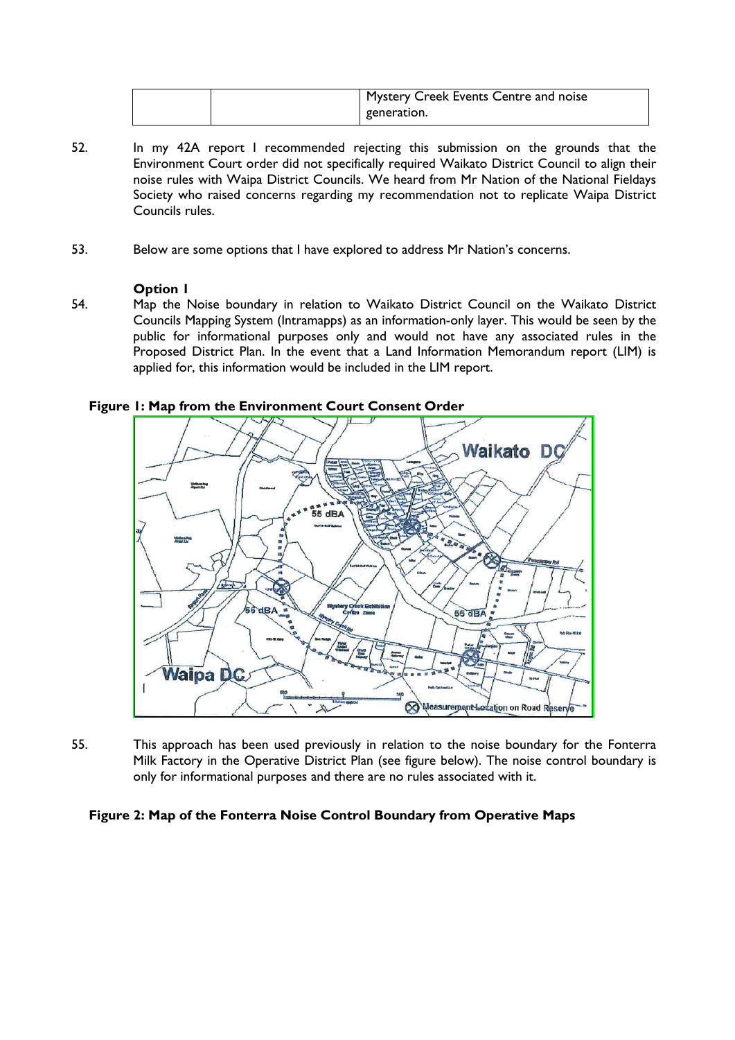|  |  | Mystery Creek Events Centre and noise generation. |
|---|---|---|

52. In my 42A report I recommended rejecting this submission on the grounds that the Environment Court order did not specifically required Waikato District Council to align their noise rules with Waipa District Councils. We heard from Mr Nation of the National Fieldays Society who raised concerns regarding my recommendation not to replicate Waipa District Councils rules.

53. Below are some options that I have explored to address Mr Nation's concerns.

**Option 1**

54. Map the Noise boundary in relation to Waikato District Council on the Waikato District Councils Mapping System (Intramapps) as an information-only layer. This would be seen by the public for informational purposes only and would not have any associated rules in the Proposed District Plan. In the event that a Land Information Memorandum report (LIM) is applied for, this information would be included in the LIM report.

**Figure 1: Map from the Environment Court Consent Order**

55. This approach has been used previously in relation to the noise boundary for the Fonterra Milk Factory in the Operative District Plan (see figure below). The noise control boundary is only for informational purposes and there are no rules associated with it.

**Figure 2: Map of the Fonterra Noise Control Boundary from Operative Maps**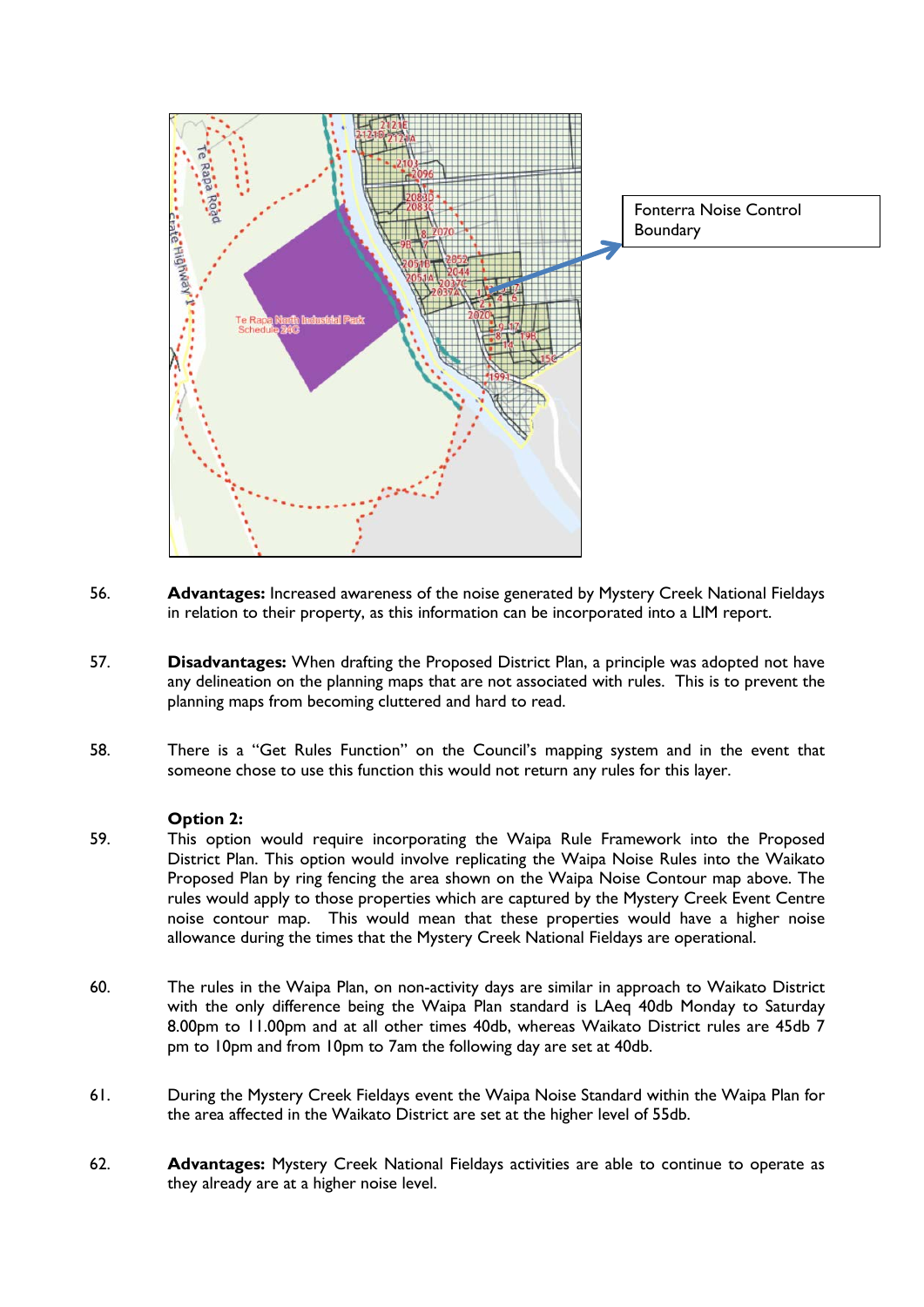Fonterra Noise Control Boundary

56. **Advantages:** Increased awareness of the noise generated by Mystery Creek National Fieldays in relation to their property, as this information can be incorporated into a LIM report.

57. **Disadvantages:** When drafting the Proposed District Plan, a principle was adopted not have any delineation on the planning maps that are not associated with rules. This is to prevent the planning maps from becoming cluttered and hard to read.

58. There is a "Get Rules Function" on the Council's mapping system and in the event that someone chose to use this function this would not return any rules for this layer.

**Option 2:**

59. This option would require incorporating the Waipa Rule Framework into the Proposed District Plan. This option would involve replicating the Waipa Noise Rules into the Waikato Proposed Plan by ring fencing the area shown on the Waipa Noise Contour map above. The rules would apply to those properties which are captured by the Mystery Creek Event Centre noise contour map. This would mean that these properties would have a higher noise allowance during the times that the Mystery Creek National Fieldays are operational.

60. The rules in the Waipa Plan, on non-activity days are similar in approach to Waikato District with the only difference being the Waipa Plan standard is LAeq 40db Monday to Saturday 8.00pm to 11.00pm and at all other times 40db, whereas Waikato District rules are 45db 7 pm to 10pm and from 10pm to 7am the following day are set at 40db.

61. During the Mystery Creek Fieldays event the Waipa Noise Standard within the Waipa Plan for the area affected in the Waikato District are set at the higher level of 55db.

62. **Advantages:** Mystery Creek National Fieldays activities are able to continue to operate as they already are at a higher noise level.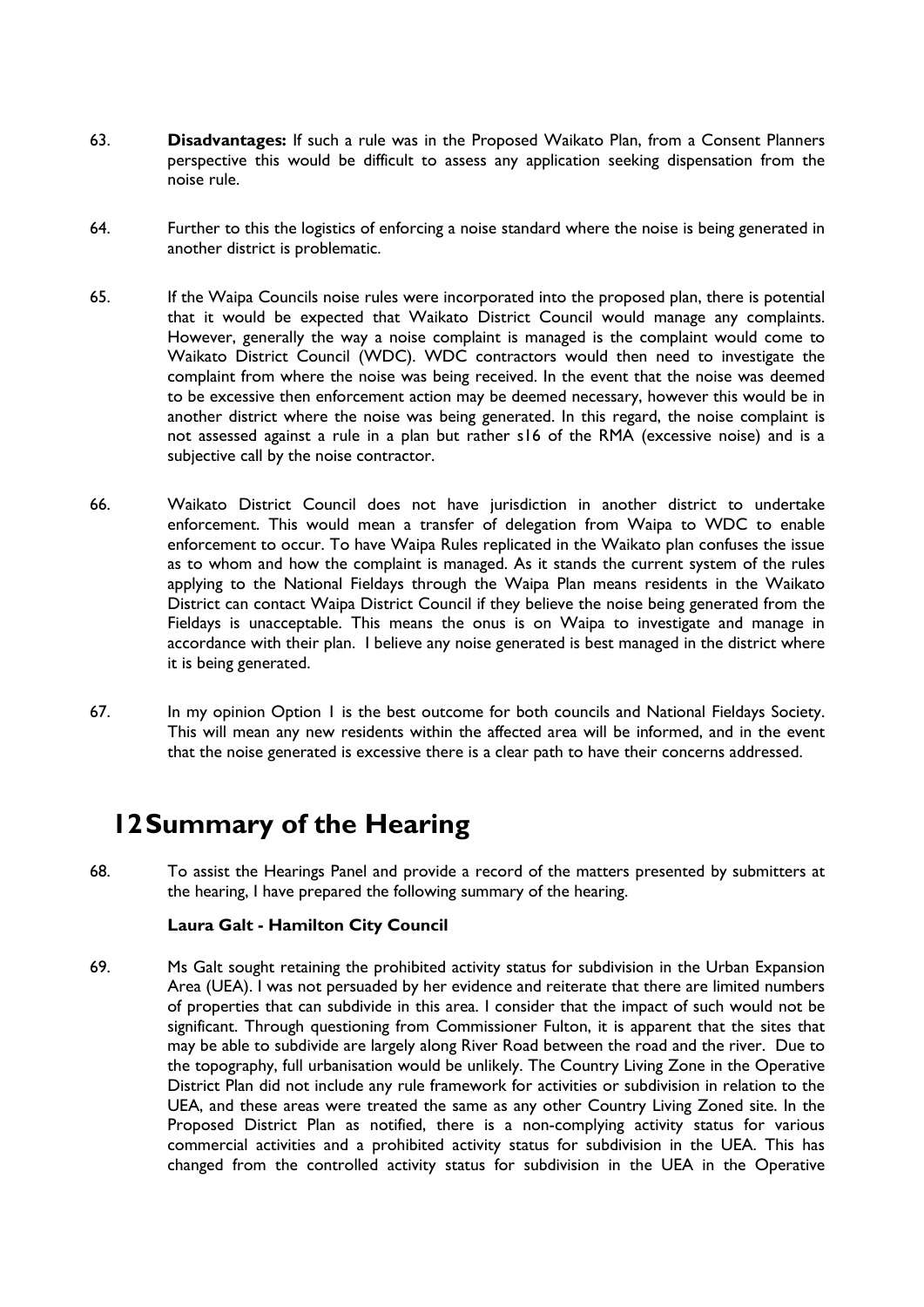63. **Disadvantages:** If such a rule was in the Proposed Waikato Plan, from a Consent Planners perspective this would be difficult to assess any application seeking dispensation from the noise rule.

64. Further to this the logistics of enforcing a noise standard where the noise is being generated in another district is problematic.

65. If the Waipa Councils noise rules were incorporated into the proposed plan, there is potential that it would be expected that Waikato District Council would manage any complaints. However, generally the way a noise complaint is managed is the complaint would come to Waikato District Council (WDC). WDC contractors would then need to investigate the complaint from where the noise was being received. In the event that the noise was deemed to be excessive then enforcement action may be deemed necessary, however this would be in another district where the noise was being generated. In this regard, the noise complaint is not assessed against a rule in a plan but rather s16 of the RMA (excessive noise) and is a subjective call by the noise contractor.

66. Waikato District Council does not have jurisdiction in another district to undertake enforcement. This would mean a transfer of delegation from Waipa to WDC to enable enforcement to occur. To have Waipa Rules replicated in the Waikato plan confuses the issue as to whom and how the complaint is managed. As it stands the current system of the rules applying to the National Fieldays through the Waipa Plan means residents in the Waikato District can contact Waipa District Council if they believe the noise being generated from the Fieldays is unacceptable. This means the onus is on Waipa to investigate and manage in accordance with their plan. I believe any noise generated is best managed in the district where it is being generated.

67. In my opinion Option 1 is the best outcome for both councils and National Fieldays Society. This will mean any new residents within the affected area will be informed, and in the event that the noise generated is excessive there is a clear path to have their concerns addressed.

# 12 Summary of the Hearing

68. To assist the Hearings Panel and provide a record of the matters presented by submitters at the hearing, I have prepared the following summary of the hearing.

**Laura Galt - Hamilton City Council**

69. Ms Galt sought retaining the prohibited activity status for subdivision in the Urban Expansion Area (UEA). I was not persuaded by her evidence and reiterate that there are limited numbers of properties that can subdivide in this area. I consider that the impact of such would not be significant. Through questioning from Commissioner Fulton, it is apparent that the sites that may be able to subdivide are largely along River Road between the road and the river. Due to the topography, full urbanisation would be unlikely. The Country Living Zone in the Operative District Plan did not include any rule framework for activities or subdivision in relation to the UEA, and these areas were treated the same as any other Country Living Zoned site. In the Proposed District Plan as notified, there is a non-complying activity status for various commercial activities and a prohibited activity status for subdivision in the UEA. This has changed from the controlled activity status for subdivision in the UEA in the Operative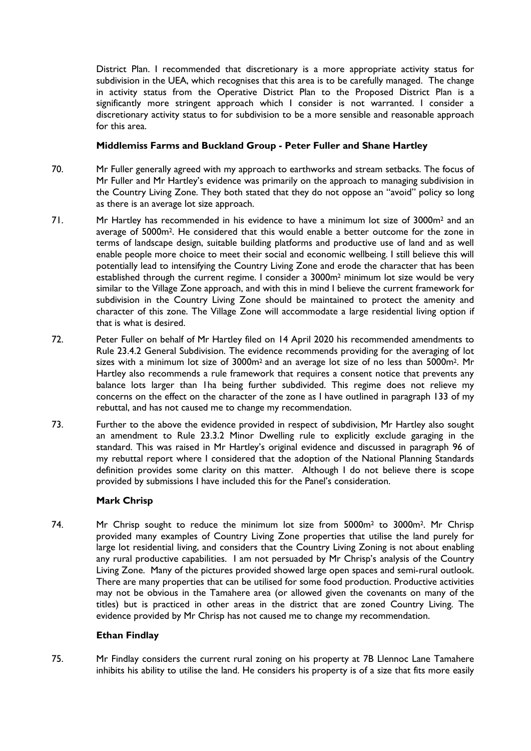District Plan. I recommended that discretionary is a more appropriate activity status for subdivision in the UEA, which recognises that this area is to be carefully managed. The change in activity status from the Operative District Plan to the Proposed District Plan is a significantly more stringent approach which I consider is not warranted. I consider a discretionary activity status to for subdivision to be a more sensible and reasonable approach for this area.

**Middlemiss Farms and Buckland Group - Peter Fuller and Shane Hartley**

70. Mr Fuller generally agreed with my approach to earthworks and stream setbacks. The focus of Mr Fuller and Mr Hartley's evidence was primarily on the approach to managing subdivision in the Country Living Zone. They both stated that they do not oppose an "avoid" policy so long as there is an average lot size approach.

71. Mr Hartley has recommended in his evidence to have a minimum lot size of 3000m$^2$ and an average of 5000m$^2$. He considered that this would enable a better outcome for the zone in terms of landscape design, suitable building platforms and productive use of land and as well enable people more choice to meet their social and economic wellbeing. I still believe this will potentially lead to intensifying the Country Living Zone and erode the character that has been established through the current regime. I consider a 3000m$^2$ minimum lot size would be very similar to the Village Zone approach, and with this in mind I believe the current framework for subdivision in the Country Living Zone should be maintained to protect the amenity and character of this zone. The Village Zone will accommodate a large residential living option if that is what is desired.

72. Peter Fuller on behalf of Mr Hartley filed on 14 April 2020 his recommended amendments to Rule 23.4.2 General Subdivision. The evidence recommends providing for the averaging of lot sizes with a minimum lot size of 3000m$^2$ and an average lot size of no less than 5000m$^2$. Mr Hartley also recommends a rule framework that requires a consent notice that prevents any balance lots larger than 1ha being further subdivided. This regime does not relieve my concerns on the effect on the character of the zone as I have outlined in paragraph 133 of my rebuttal, and has not caused me to change my recommendation.

73. Further to the above the evidence provided in respect of subdivision, Mr Hartley also sought an amendment to Rule 23.3.2 Minor Dwelling rule to explicitly exclude garaging in the standard. This was raised in Mr Hartley's original evidence and discussed in paragraph 96 of my rebuttal report where I considered that the adoption of the National Planning Standards definition provides some clarity on this matter. Although I do not believe there is scope provided by submissions I have included this for the Panel's consideration.

**Mark Chrisp**

74. Mr Chrisp sought to reduce the minimum lot size from 5000m$^2$ to 3000m$^2$. Mr Chrisp provided many examples of Country Living Zone properties that utilise the land purely for large lot residential living, and considers that the Country Living Zoning is not about enabling any rural productive capabilities. I am not persuaded by Mr Chrisp's analysis of the Country Living Zone. Many of the pictures provided showed large open spaces and semi-rural outlook. There are many properties that can be utilised for some food production. Productive activities may not be obvious in the Tamahere area (or allowed given the covenants on many of the titles) but is practiced in other areas in the district that are zoned Country Living. The evidence provided by Mr Chrisp has not caused me to change my recommendation.

**Ethan Findlay**

75. Mr Findlay considers the current rural zoning on his property at 7B Llennoc Lane Tamahere inhibits his ability to utilise the land. He considers his property is of a size that fits more easily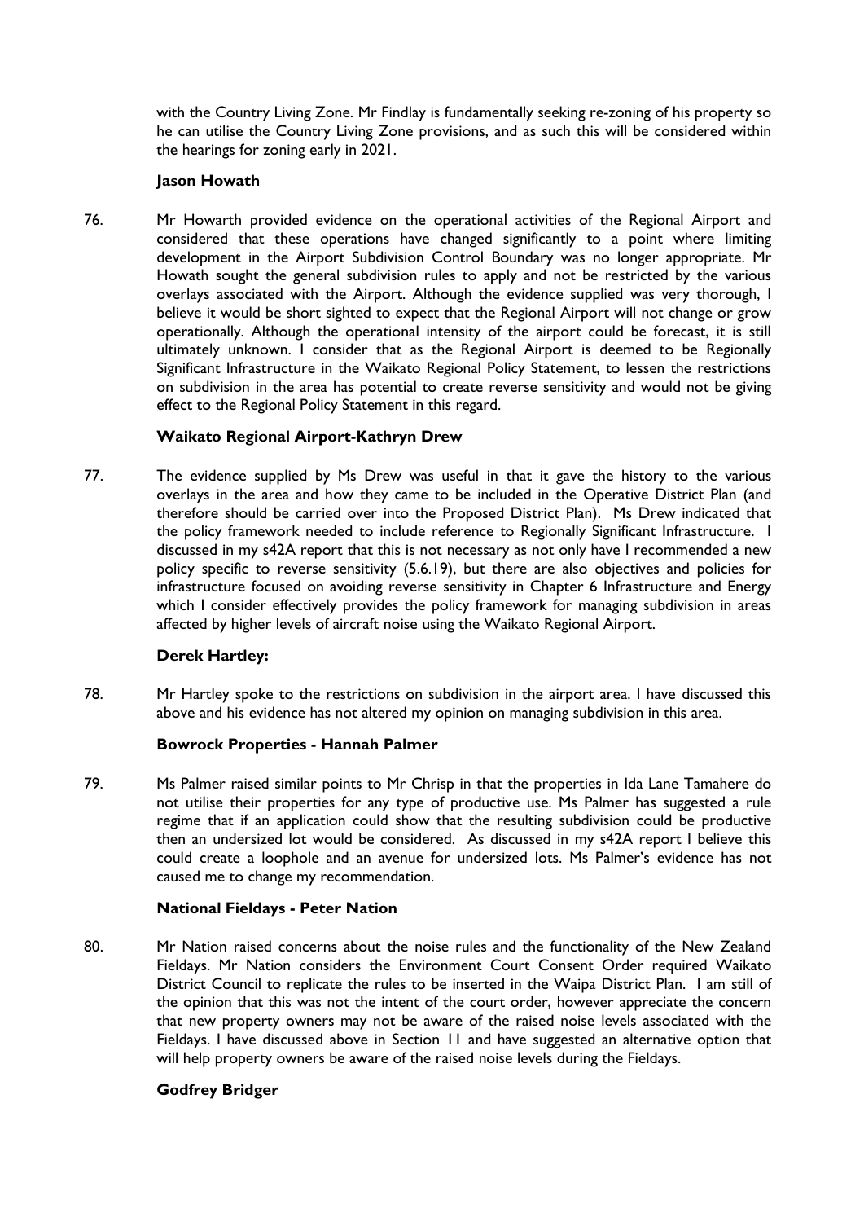with the Country Living Zone. Mr Findlay is fundamentally seeking re-zoning of his property so he can utilise the Country Living Zone provisions, and as such this will be considered within the hearings for zoning early in 2021.

**Jason Howath**

76. Mr Howarth provided evidence on the operational activities of the Regional Airport and considered that these operations have changed significantly to a point where limiting development in the Airport Subdivision Control Boundary was no longer appropriate. Mr Howath sought the general subdivision rules to apply and not be restricted by the various overlays associated with the Airport. Although the evidence supplied was very thorough, I believe it would be short sighted to expect that the Regional Airport will not change or grow operationally. Although the operational intensity of the airport could be forecast, it is still ultimately unknown. I consider that as the Regional Airport is deemed to be Regionally Significant Infrastructure in the Waikato Regional Policy Statement, to lessen the restrictions on subdivision in the area has potential to create reverse sensitivity and would not be giving effect to the Regional Policy Statement in this regard.

**Waikato Regional Airport-Kathryn Drew**

77. The evidence supplied by Ms Drew was useful in that it gave the history to the various overlays in the area and how they came to be included in the Operative District Plan (and therefore should be carried over into the Proposed District Plan). Ms Drew indicated that the policy framework needed to include reference to Regionally Significant Infrastructure. I discussed in my s42A report that this is not necessary as not only have I recommended a new policy specific to reverse sensitivity (5.6.19), but there are also objectives and policies for infrastructure focused on avoiding reverse sensitivity in Chapter 6 Infrastructure and Energy which I consider effectively provides the policy framework for managing subdivision in areas affected by higher levels of aircraft noise using the Waikato Regional Airport.

**Derek Hartley:**

78. Mr Hartley spoke to the restrictions on subdivision in the airport area. I have discussed this above and his evidence has not altered my opinion on managing subdivision in this area.

**Bowrock Properties - Hannah Palmer**

79. Ms Palmer raised similar points to Mr Chrisp in that the properties in Ida Lane Tamahere do not utilise their properties for any type of productive use. Ms Palmer has suggested a rule regime that if an application could show that the resulting subdivision could be productive then an undersized lot would be considered. As discussed in my s42A report I believe this could create a loophole and an avenue for undersized lots. Ms Palmer's evidence has not caused me to change my recommendation.

**National Fieldays - Peter Nation**

80. Mr Nation raised concerns about the noise rules and the functionality of the New Zealand Fieldays. Mr Nation considers the Environment Court Consent Order required Waikato District Council to replicate the rules to be inserted in the Waipa District Plan. I am still of the opinion that this was not the intent of the court order, however appreciate the concern that new property owners may not be aware of the raised noise levels associated with the Fieldays. I have discussed above in Section 11 and have suggested an alternative option that will help property owners be aware of the raised noise levels during the Fieldays.

**Godfrey Bridger**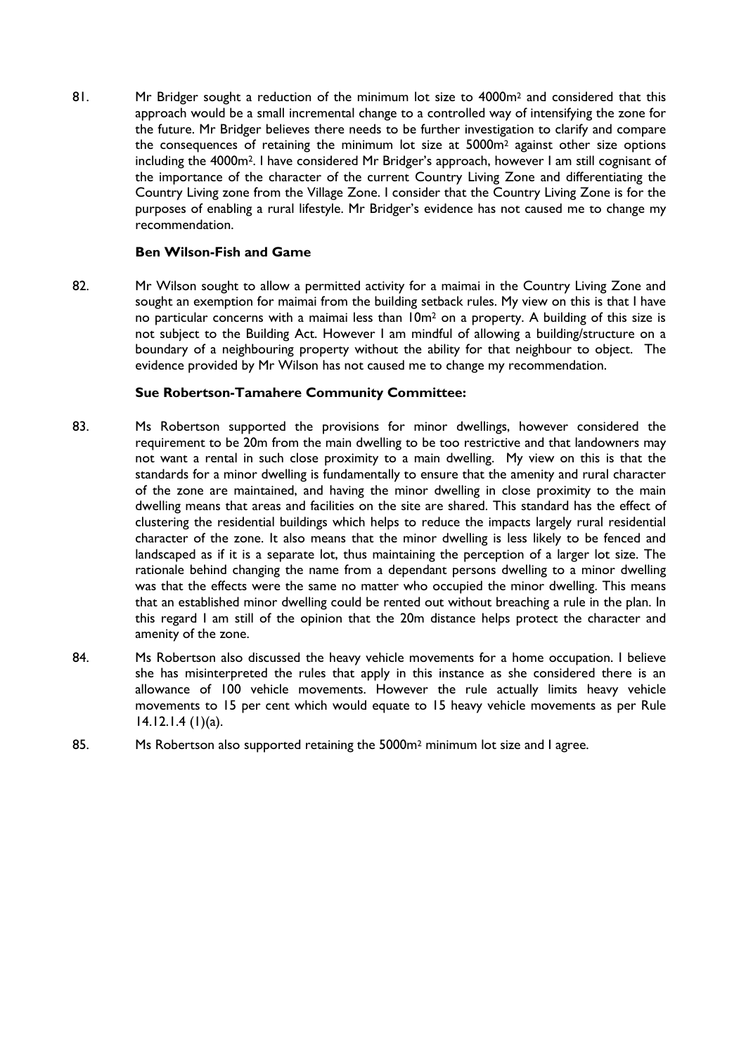81. Mr Bridger sought a reduction of the minimum lot size to 4000m$^2$ and considered that this approach would be a small incremental change to a controlled way of intensifying the zone for the future. Mr Bridger believes there needs to be further investigation to clarify and compare the consequences of retaining the minimum lot size at 5000m$^2$ against other size options including the 4000m$^2$. I have considered Mr Bridger's approach, however I am still cognisant of the importance of the character of the current Country Living Zone and differentiating the Country Living zone from the Village Zone. I consider that the Country Living Zone is for the purposes of enabling a rural lifestyle. Mr Bridger's evidence has not caused me to change my recommendation.

**Ben Wilson-Fish and Game**

82. Mr Wilson sought to allow a permitted activity for a maimai in the Country Living Zone and sought an exemption for maimai from the building setback rules. My view on this is that I have no particular concerns with a maimai less than 10m$^2$ on a property. A building of this size is not subject to the Building Act. However I am mindful of allowing a building/structure on a boundary of a neighbouring property without the ability for that neighbour to object. The evidence provided by Mr Wilson has not caused me to change my recommendation.

**Sue Robertson-Tamahere Community Committee:**

83. Ms Robertson supported the provisions for minor dwellings, however considered the requirement to be 20m from the main dwelling to be too restrictive and that landowners may not want a rental in such close proximity to a main dwelling. My view on this is that the standards for a minor dwelling is fundamentally to ensure that the amenity and rural character of the zone are maintained, and having the minor dwelling in close proximity to the main dwelling means that areas and facilities on the site are shared. This standard has the effect of clustering the residential buildings which helps to reduce the impacts largely rural residential character of the zone. It also means that the minor dwelling is less likely to be fenced and landscaped as if it is a separate lot, thus maintaining the perception of a larger lot size. The rationale behind changing the name from a dependant persons dwelling to a minor dwelling was that the effects were the same no matter who occupied the minor dwelling. This means that an established minor dwelling could be rented out without breaching a rule in the plan. In this regard I am still of the opinion that the 20m distance helps protect the character and amenity of the zone.

84. Ms Robertson also discussed the heavy vehicle movements for a home occupation. I believe she has misinterpreted the rules that apply in this instance as she considered there is an allowance of 100 vehicle movements. However the rule actually limits heavy vehicle movements to 15 per cent which would equate to 15 heavy vehicle movements as per Rule 14.12.1.4 (1)(a).

85. Ms Robertson also supported retaining the 5000m$^2$ minimum lot size and I agree.